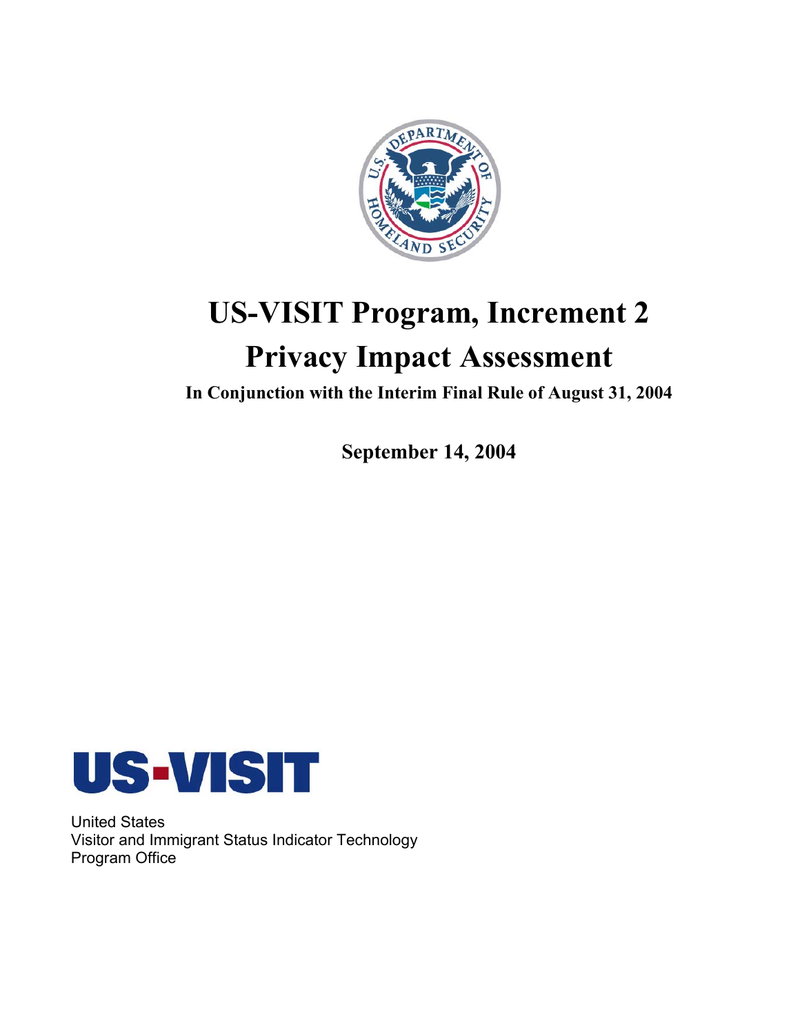# US-VISIT Program, Increment 2

# Privacy Impact Assessment

**In Conjunction with the Interim Final Rule of August 31, 2004**

**September 14, 2004**

**US-VISIT**

United States
Visitor and Immigrant Status Indicator Technology
Program Office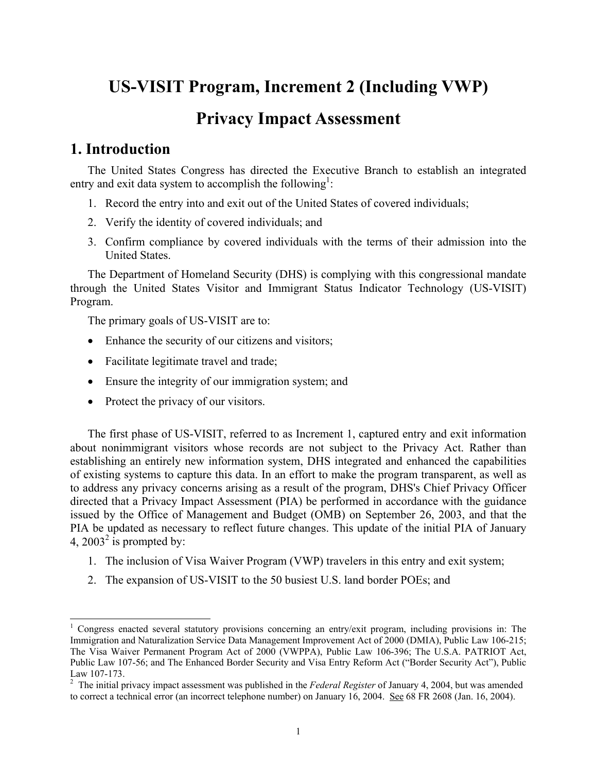# US-VISIT Program, Increment 2 (Including VWP)

# Privacy Impact Assessment

## 1. Introduction

The United States Congress has directed the Executive Branch to establish an integrated entry and exit data system to accomplish the following[1]:

1. Record the entry into and exit out of the United States of covered individuals;
2. Verify the identity of covered individuals; and
3. Confirm compliance by covered individuals with the terms of their admission into the United States.

The Department of Homeland Security (DHS) is complying with this congressional mandate through the United States Visitor and Immigrant Status Indicator Technology (US-VISIT) Program.

The primary goals of US-VISIT are to:

- Enhance the security of our citizens and visitors;
- Facilitate legitimate travel and trade;
- Ensure the integrity of our immigration system; and
- Protect the privacy of our visitors.

The first phase of US-VISIT, referred to as Increment 1, captured entry and exit information about nonimmigrant visitors whose records are not subject to the Privacy Act. Rather than establishing an entirely new information system, DHS integrated and enhanced the capabilities of existing systems to capture this data. In an effort to make the program transparent, as well as to address any privacy concerns arising as a result of the program, DHS's Chief Privacy Officer directed that a Privacy Impact Assessment (PIA) be performed in accordance with the guidance issued by the Office of Management and Budget (OMB) on September 26, 2003, and that the PIA be updated as necessary to reflect future changes. This update of the initial PIA of January 4, 2003[2] is prompted by:

1. The inclusion of Visa Waiver Program (VWP) travelers in this entry and exit system;
2. The expansion of US-VISIT to the 50 busiest U.S. land border POEs; and

---

[1] Congress enacted several statutory provisions concerning an entry/exit program, including provisions in: The Immigration and Naturalization Service Data Management Improvement Act of 2000 (DMIA), Public Law 106-215; The Visa Waiver Permanent Program Act of 2000 (VWPPA), Public Law 106-396; The U.S.A. PATRIOT Act, Public Law 107-56; and The Enhanced Border Security and Visa Entry Reform Act ("Border Security Act"), Public Law 107-173.

[2] The initial privacy impact assessment was published in the *Federal Register* of January 4, 2004, but was amended to correct a technical error (an incorrect telephone number) on January 16, 2004. See 68 FR 2608 (Jan. 16, 2004).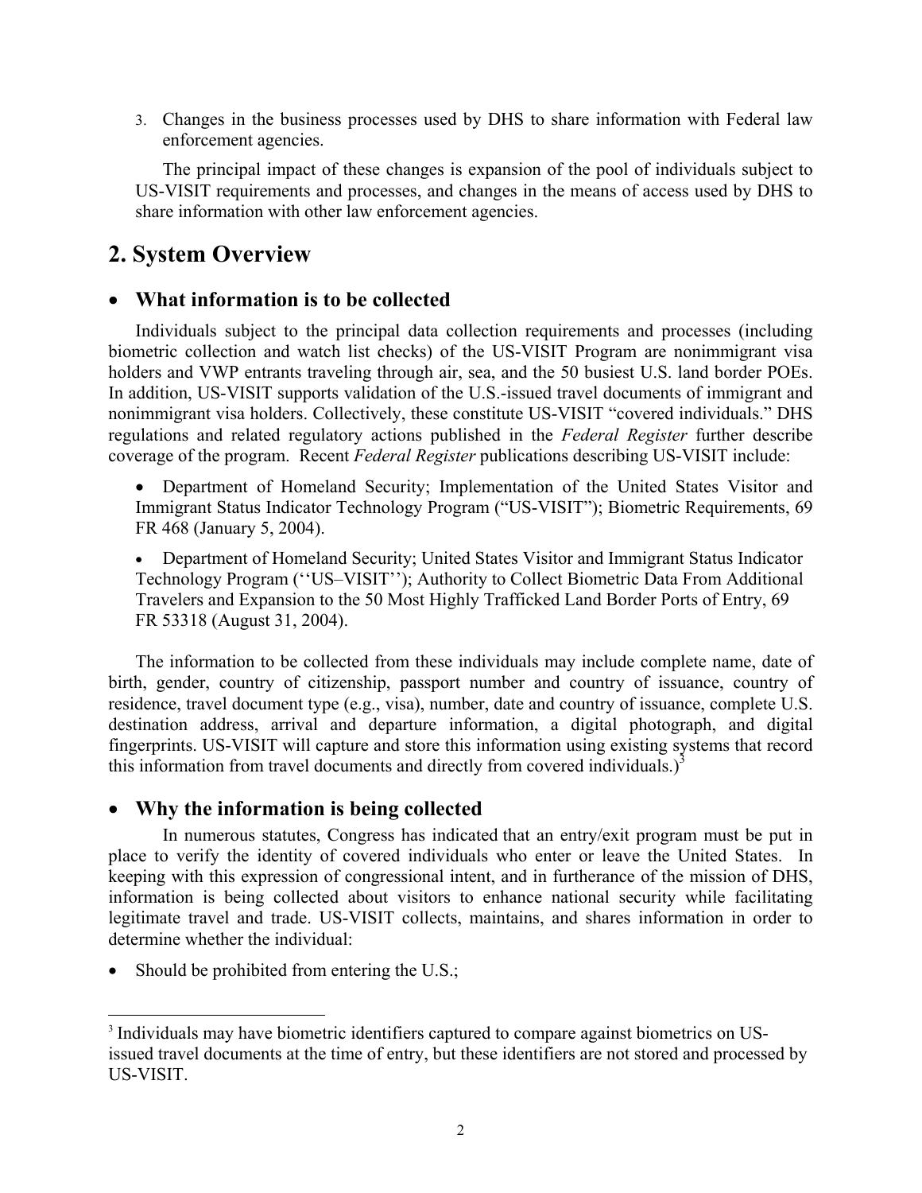3. Changes in the business processes used by DHS to share information with Federal law enforcement agencies.

The principal impact of these changes is expansion of the pool of individuals subject to US-VISIT requirements and processes, and changes in the means of access used by DHS to share information with other law enforcement agencies.

## 2. System Overview

### • What information is to be collected

Individuals subject to the principal data collection requirements and processes (including biometric collection and watch list checks) of the US-VISIT Program are nonimmigrant visa holders and VWP entrants traveling through air, sea, and the 50 busiest U.S. land border POEs. In addition, US-VISIT supports validation of the U.S.-issued travel documents of immigrant and nonimmigrant visa holders. Collectively, these constitute US-VISIT "covered individuals." DHS regulations and related regulatory actions published in the *Federal Register* further describe coverage of the program. Recent *Federal Register* publications describing US-VISIT include:

- Department of Homeland Security; Implementation of the United States Visitor and Immigrant Status Indicator Technology Program ("US-VISIT"); Biometric Requirements, 69 FR 468 (January 5, 2004).
- Department of Homeland Security; United States Visitor and Immigrant Status Indicator Technology Program (''US–VISIT''); Authority to Collect Biometric Data From Additional Travelers and Expansion to the 50 Most Highly Trafficked Land Border Ports of Entry, 69 FR 53318 (August 31, 2004).

The information to be collected from these individuals may include complete name, date of birth, gender, country of citizenship, passport number and country of issuance, country of residence, travel document type (e.g., visa), number, date and country of issuance, complete U.S. destination address, arrival and departure information, a digital photograph, and digital fingerprints. US-VISIT will capture and store this information using existing systems that record this information from travel documents and directly from covered individuals.)[3]

### • Why the information is being collected

In numerous statutes, Congress has indicated that an entry/exit program must be put in place to verify the identity of covered individuals who enter or leave the United States. In keeping with this expression of congressional intent, and in furtherance of the mission of DHS, information is being collected about visitors to enhance national security while facilitating legitimate travel and trade. US-VISIT collects, maintains, and shares information in order to determine whether the individual:

- Should be prohibited from entering the U.S.;

[3] Individuals may have biometric identifiers captured to compare against biometrics on US-issued travel documents at the time of entry, but these identifiers are not stored and processed by US-VISIT.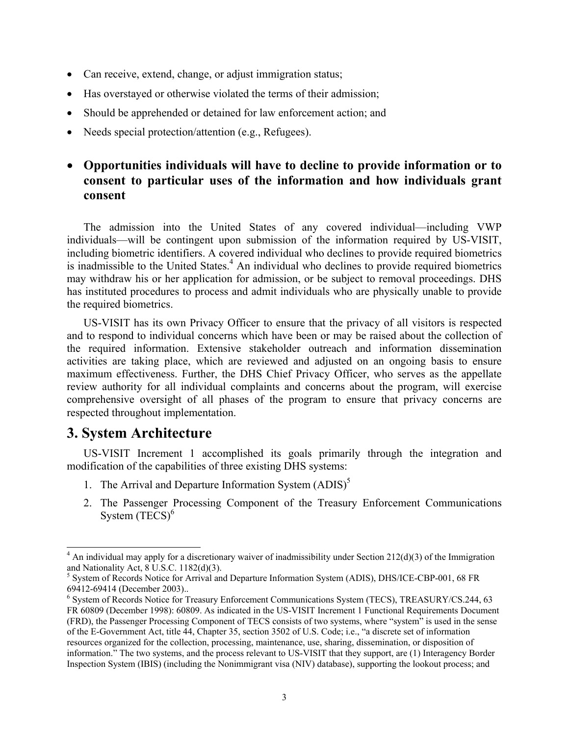- Can receive, extend, change, or adjust immigration status;
- Has overstayed or otherwise violated the terms of their admission;
- Should be apprehended or detained for law enforcement action; and
- Needs special protection/attention (e.g., Refugees).

- **Opportunities individuals will have to decline to provide information or to consent to particular uses of the information and how individuals grant consent**

The admission into the United States of any covered individual—including VWP individuals—will be contingent upon submission of the information required by US-VISIT, including biometric identifiers. A covered individual who declines to provide required biometrics is inadmissible to the United States.[4] An individual who declines to provide required biometrics may withdraw his or her application for admission, or be subject to removal proceedings. DHS has instituted procedures to process and admit individuals who are physically unable to provide the required biometrics.

US-VISIT has its own Privacy Officer to ensure that the privacy of all visitors is respected and to respond to individual concerns which have been or may be raised about the collection of the required information. Extensive stakeholder outreach and information dissemination activities are taking place, which are reviewed and adjusted on an ongoing basis to ensure maximum effectiveness. Further, the DHS Chief Privacy Officer, who serves as the appellate review authority for all individual complaints and concerns about the program, will exercise comprehensive oversight of all phases of the program to ensure that privacy concerns are respected throughout implementation.

## 3. System Architecture

US-VISIT Increment 1 accomplished its goals primarily through the integration and modification of the capabilities of three existing DHS systems:

1. The Arrival and Departure Information System (ADIS)[5]
2. The Passenger Processing Component of the Treasury Enforcement Communications System (TECS)[6]

---

[4] An individual may apply for a discretionary waiver of inadmissibility under Section 212(d)(3) of the Immigration and Nationality Act, 8 U.S.C. 1182(d)(3).

[5] System of Records Notice for Arrival and Departure Information System (ADIS), DHS/ICE-CBP-001, 68 FR 69412-69414 (December 2003)..

[6] System of Records Notice for Treasury Enforcement Communications System (TECS), TREASURY/CS.244, 63 FR 60809 (December 1998): 60809. As indicated in the US-VISIT Increment 1 Functional Requirements Document (FRD), the Passenger Processing Component of TECS consists of two systems, where "system" is used in the sense of the E-Government Act, title 44, Chapter 35, section 3502 of U.S. Code; i.e., "a discrete set of information resources organized for the collection, processing, maintenance, use, sharing, dissemination, or disposition of information." The two systems, and the process relevant to US-VISIT that they support, are (1) Interagency Border Inspection System (IBIS) (including the Nonimmigrant visa (NIV) database), supporting the lookout process; and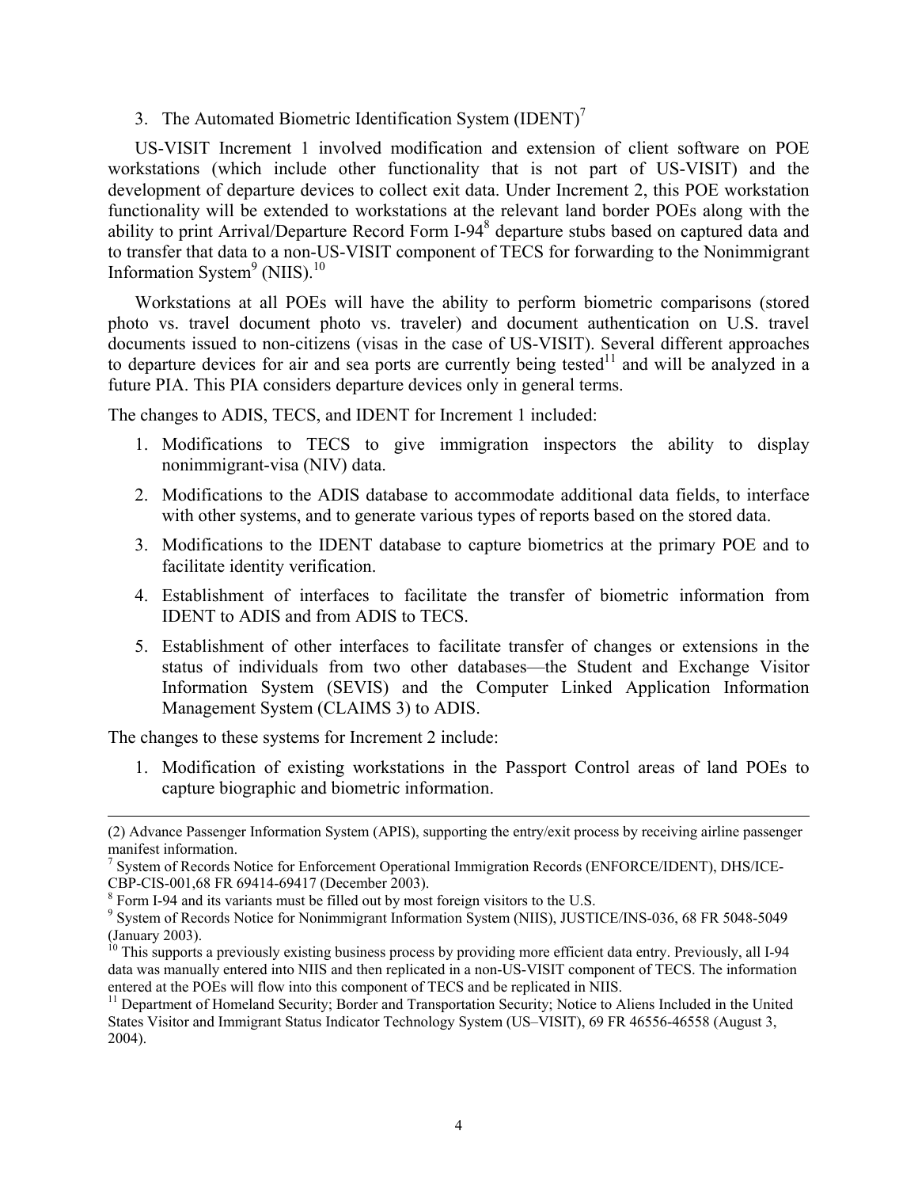3. The Automated Biometric Identification System (IDENT)[7]

US-VISIT Increment 1 involved modification and extension of client software on POE workstations (which include other functionality that is not part of US-VISIT) and the development of departure devices to collect exit data. Under Increment 2, this POE workstation functionality will be extended to workstations at the relevant land border POEs along with the ability to print Arrival/Departure Record Form I-94[8] departure stubs based on captured data and to transfer that data to a non-US-VISIT component of TECS for forwarding to the Nonimmigrant Information System[9] (NIIS).[10]

Workstations at all POEs will have the ability to perform biometric comparisons (stored photo vs. travel document photo vs. traveler) and document authentication on U.S. travel documents issued to non-citizens (visas in the case of US-VISIT). Several different approaches to departure devices for air and sea ports are currently being tested[11] and will be analyzed in a future PIA. This PIA considers departure devices only in general terms.

The changes to ADIS, TECS, and IDENT for Increment 1 included:

1. Modifications to TECS to give immigration inspectors the ability to display nonimmigrant-visa (NIV) data.
2. Modifications to the ADIS database to accommodate additional data fields, to interface with other systems, and to generate various types of reports based on the stored data.
3. Modifications to the IDENT database to capture biometrics at the primary POE and to facilitate identity verification.
4. Establishment of interfaces to facilitate the transfer of biometric information from IDENT to ADIS and from ADIS to TECS.
5. Establishment of other interfaces to facilitate transfer of changes or extensions in the status of individuals from two other databases—the Student and Exchange Visitor Information System (SEVIS) and the Computer Linked Application Information Management System (CLAIMS 3) to ADIS.

The changes to these systems for Increment 2 include:

1. Modification of existing workstations in the Passport Control areas of land POEs to capture biographic and biometric information.

---

(2) Advance Passenger Information System (APIS), supporting the entry/exit process by receiving airline passenger manifest information.

[7] System of Records Notice for Enforcement Operational Immigration Records (ENFORCE/IDENT), DHS/ICE-CBP-CIS-001,68 FR 69414-69417 (December 2003).

[8] Form I-94 and its variants must be filled out by most foreign visitors to the U.S.

[9] System of Records Notice for Nonimmigrant Information System (NIIS), JUSTICE/INS-036, 68 FR 5048-5049 (January 2003).

[10] This supports a previously existing business process by providing more efficient data entry. Previously, all I-94 data was manually entered into NIIS and then replicated in a non-US-VISIT component of TECS. The information entered at the POEs will flow into this component of TECS and be replicated in NIIS.

[11] Department of Homeland Security; Border and Transportation Security; Notice to Aliens Included in the United States Visitor and Immigrant Status Indicator Technology System (US–VISIT), 69 FR 46556-46558 (August 3, 2004).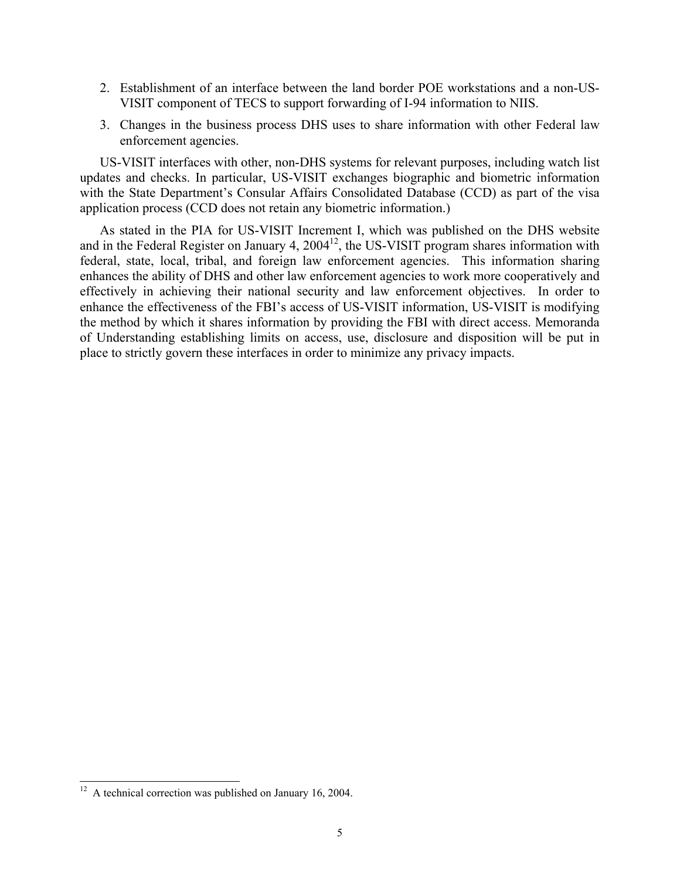2. Establishment of an interface between the land border POE workstations and a non-US-VISIT component of TECS to support forwarding of I-94 information to NIIS.
3. Changes in the business process DHS uses to share information with other Federal law enforcement agencies.

US-VISIT interfaces with other, non-DHS systems for relevant purposes, including watch list updates and checks. In particular, US-VISIT exchanges biographic and biometric information with the State Department's Consular Affairs Consolidated Database (CCD) as part of the visa application process (CCD does not retain any biometric information.)

As stated in the PIA for US-VISIT Increment I, which was published on the DHS website and in the Federal Register on January 4, 2004[12], the US-VISIT program shares information with federal, state, local, tribal, and foreign law enforcement agencies. This information sharing enhances the ability of DHS and other law enforcement agencies to work more cooperatively and effectively in achieving their national security and law enforcement objectives. In order to enhance the effectiveness of the FBI's access of US-VISIT information, US-VISIT is modifying the method by which it shares information by providing the FBI with direct access. Memoranda of Understanding establishing limits on access, use, disclosure and disposition will be put in place to strictly govern these interfaces in order to minimize any privacy impacts.

[12] A technical correction was published on January 16, 2004.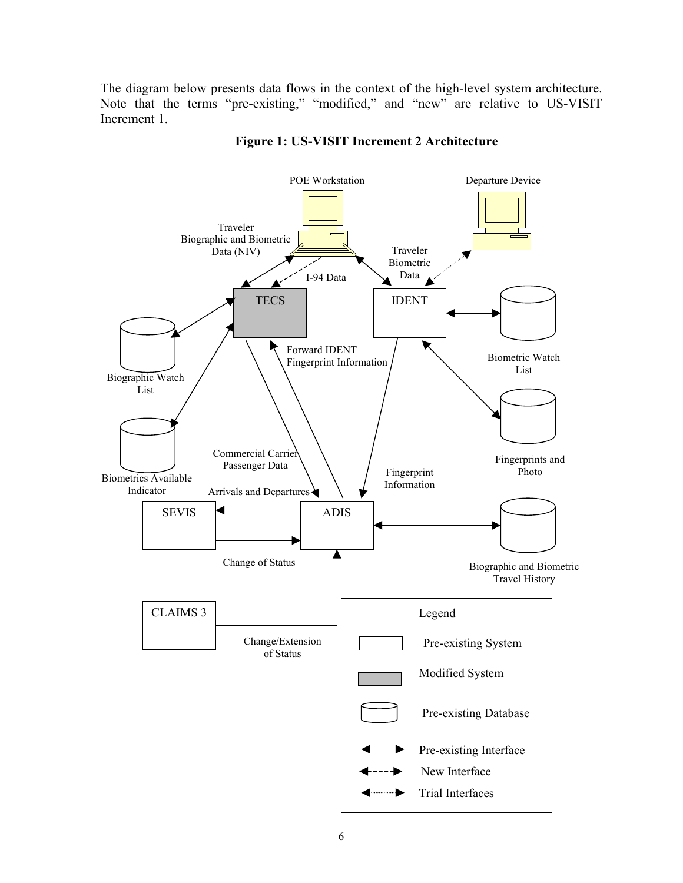The diagram below presents data flows in the context of the high-level system architecture. Note that the terms "pre-existing," "modified," and "new" are relative to US-VISIT Increment 1.

**Figure 1: US-VISIT Increment 2 Architecture**

POE Workstation

Departure Device

Traveler Biographic and Biometric Data (NIV)

I-94 Data

Traveler Biometric Data

TECS

IDENT

Biographic Watch List

Biometric Watch List

Forward IDENT Fingerprint Information

Biometrics Available Indicator

Fingerprints and Photo

Commercial Carrier Passenger Data

Fingerprint Information

Arrivals and Departures

SEVIS

ADIS

Change of Status

Biographic and Biometric Travel History

CLAIMS 3

Change/Extension of Status

Legend

- Pre-existing System
- Modified System
- Pre-existing Database
- Pre-existing Interface
- New Interface
- Trial Interfaces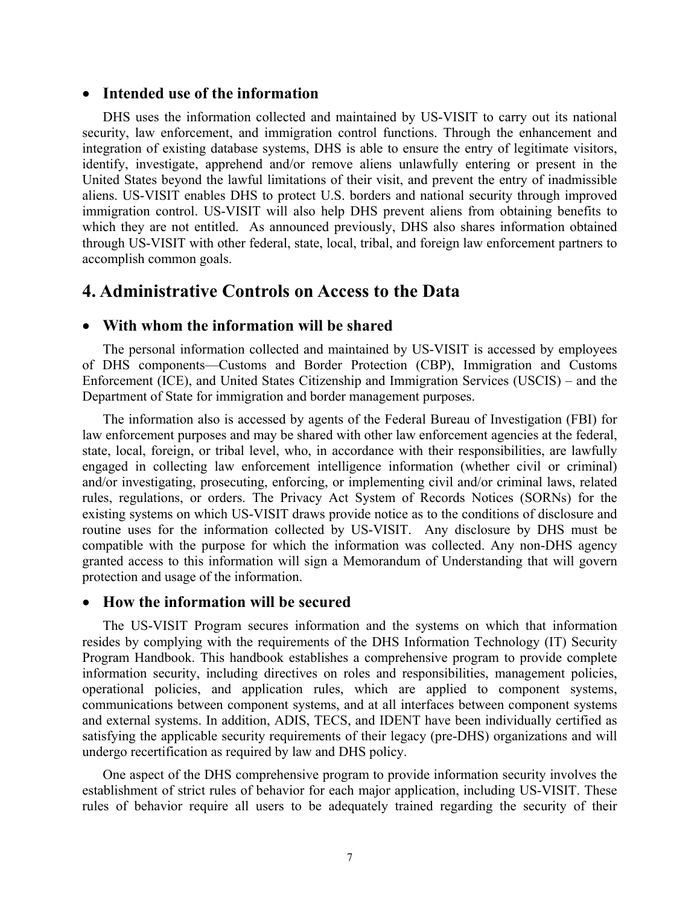- **Intended use of the information**

DHS uses the information collected and maintained by US-VISIT to carry out its national security, law enforcement, and immigration control functions. Through the enhancement and integration of existing database systems, DHS is able to ensure the entry of legitimate visitors, identify, investigate, apprehend and/or remove aliens unlawfully entering or present in the United States beyond the lawful limitations of their visit, and prevent the entry of inadmissible aliens. US-VISIT enables DHS to protect U.S. borders and national security through improved immigration control. US-VISIT will also help DHS prevent aliens from obtaining benefits to which they are not entitled. As announced previously, DHS also shares information obtained through US-VISIT with other federal, state, local, tribal, and foreign law enforcement partners to accomplish common goals.

## 4. Administrative Controls on Access to the Data

- **With whom the information will be shared**

The personal information collected and maintained by US-VISIT is accessed by employees of DHS components—Customs and Border Protection (CBP), Immigration and Customs Enforcement (ICE), and United States Citizenship and Immigration Services (USCIS) – and the Department of State for immigration and border management purposes.

The information also is accessed by agents of the Federal Bureau of Investigation (FBI) for law enforcement purposes and may be shared with other law enforcement agencies at the federal, state, local, foreign, or tribal level, who, in accordance with their responsibilities, are lawfully engaged in collecting law enforcement intelligence information (whether civil or criminal) and/or investigating, prosecuting, enforcing, or implementing civil and/or criminal laws, related rules, regulations, or orders. The Privacy Act System of Records Notices (SORNs) for the existing systems on which US-VISIT draws provide notice as to the conditions of disclosure and routine uses for the information collected by US-VISIT. Any disclosure by DHS must be compatible with the purpose for which the information was collected. Any non-DHS agency granted access to this information will sign a Memorandum of Understanding that will govern protection and usage of the information.

- **How the information will be secured**

The US-VISIT Program secures information and the systems on which that information resides by complying with the requirements of the DHS Information Technology (IT) Security Program Handbook. This handbook establishes a comprehensive program to provide complete information security, including directives on roles and responsibilities, management policies, operational policies, and application rules, which are applied to component systems, communications between component systems, and at all interfaces between component systems and external systems. In addition, ADIS, TECS, and IDENT have been individually certified as satisfying the applicable security requirements of their legacy (pre-DHS) organizations and will undergo recertification as required by law and DHS policy.

One aspect of the DHS comprehensive program to provide information security involves the establishment of strict rules of behavior for each major application, including US-VISIT. These rules of behavior require all users to be adequately trained regarding the security of their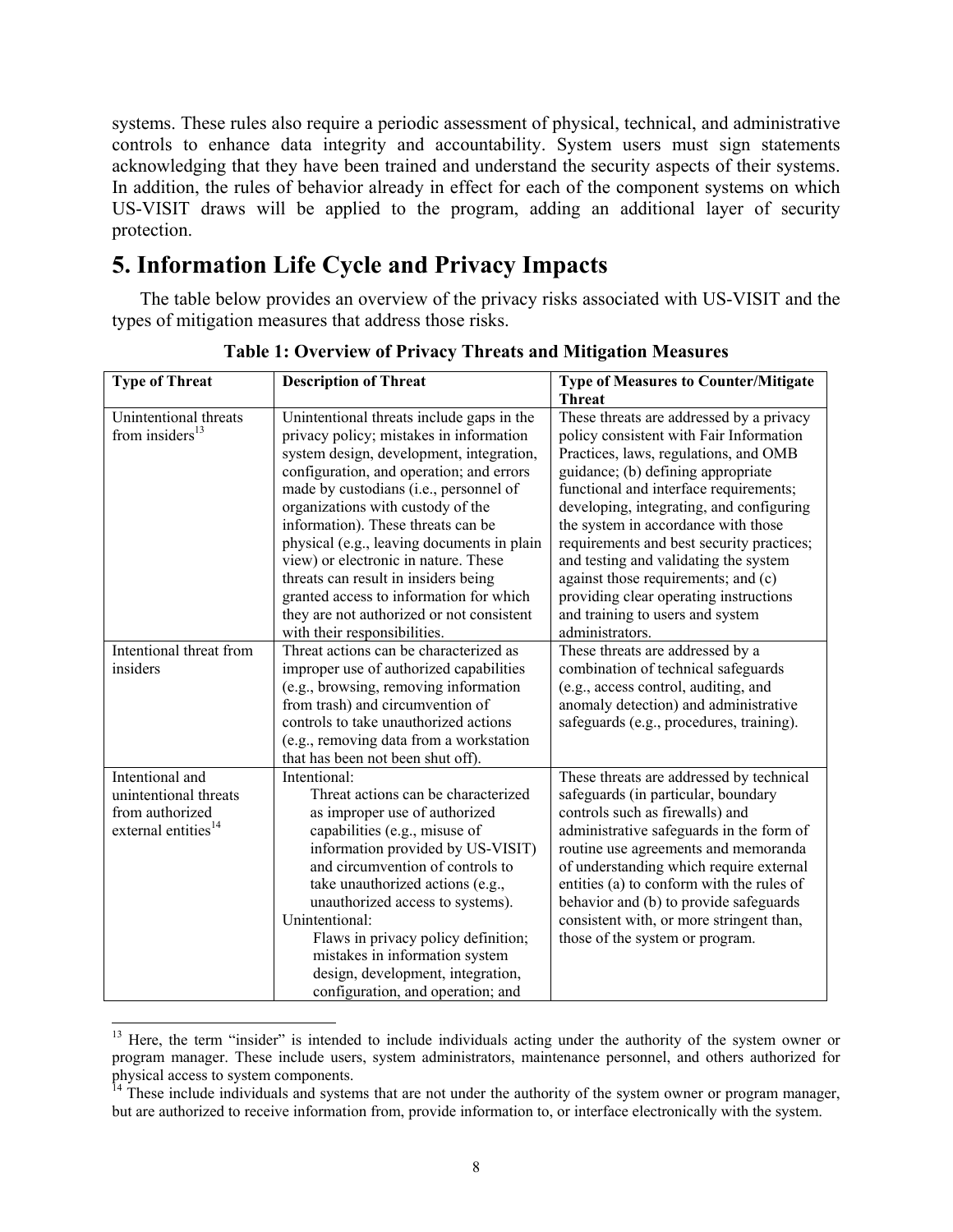systems. These rules also require a periodic assessment of physical, technical, and administrative controls to enhance data integrity and accountability. System users must sign statements acknowledging that they have been trained and understand the security aspects of their systems. In addition, the rules of behavior already in effect for each of the component systems on which US-VISIT draws will be applied to the program, adding an additional layer of security protection.

# 5. Information Life Cycle and Privacy Impacts

The table below provides an overview of the privacy risks associated with US-VISIT and the types of mitigation measures that address those risks.

**Table 1: Overview of Privacy Threats and Mitigation Measures**

| Type of Threat | Description of Threat | Type of Measures to Counter/Mitigate Threat |
|---|---|---|
| Unintentional threats from insiders[13] | Unintentional threats include gaps in the privacy policy; mistakes in information system design, development, integration, configuration, and operation; and errors made by custodians (i.e., personnel of organizations with custody of the information). These threats can be physical (e.g., leaving documents in plain view) or electronic in nature. These threats can result in insiders being granted access to information for which they are not authorized or not consistent with their responsibilities. | These threats are addressed by a privacy policy consistent with Fair Information Practices, laws, regulations, and OMB guidance; (b) defining appropriate functional and interface requirements; developing, integrating, and configuring the system in accordance with those requirements and best security practices; and testing and validating the system against those requirements; and (c) providing clear operating instructions and training to users and system administrators. |
| Intentional threat from insiders | Threat actions can be characterized as improper use of authorized capabilities (e.g., browsing, removing information from trash) and circumvention of controls to take unauthorized actions (e.g., removing data from a workstation that has been not been shut off). | These threats are addressed by a combination of technical safeguards (e.g., access control, auditing, and anomaly detection) and administrative safeguards (e.g., procedures, training). |
| Intentional and unintentional threats from authorized external entities[14] | Intentional: Threat actions can be characterized as improper use of authorized capabilities (e.g., misuse of information provided by US-VISIT) and circumvention of controls to take unauthorized actions (e.g., unauthorized access to systems). Unintentional: Flaws in privacy policy definition; mistakes in information system design, development, integration, configuration, and operation; and | These threats are addressed by technical safeguards (in particular, boundary controls such as firewalls) and administrative safeguards in the form of routine use agreements and memoranda of understanding which require external entities (a) to conform with the rules of behavior and (b) to provide safeguards consistent with, or more stringent than, those of the system or program. |

[13] Here, the term "insider" is intended to include individuals acting under the authority of the system owner or program manager. These include users, system administrators, maintenance personnel, and others authorized for physical access to system components.

[14] These include individuals and systems that are not under the authority of the system owner or program manager, but are authorized to receive information from, provide information to, or interface electronically with the system.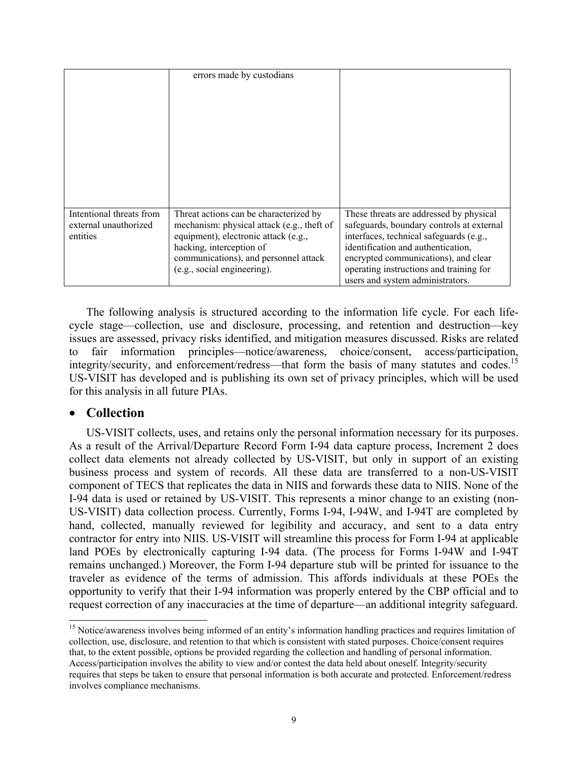| | errors made by custodians | |
|---|---|---|
| Intentional threats from external unauthorized entities | Threat actions can be characterized by mechanism: physical attack (e.g., theft of equipment), electronic attack (e.g., hacking, interception of communications), and personnel attack (e.g., social engineering). | These threats are addressed by physical safeguards, boundary controls at external interfaces, technical safeguards (e.g., identification and authentication, encrypted communications), and clear operating instructions and training for users and system administrators. |

The following analysis is structured according to the information life cycle. For each life-cycle stage—collection, use and disclosure, processing, and retention and destruction—key issues are assessed, privacy risks identified, and mitigation measures discussed. Risks are related to fair information principles—notice/awareness, choice/consent, access/participation, integrity/security, and enforcement/redress—that form the basis of many statutes and codes.[15] US-VISIT has developed and is publishing its own set of privacy principles, which will be used for this analysis in all future PIAs.

- **Collection**

US-VISIT collects, uses, and retains only the personal information necessary for its purposes. As a result of the Arrival/Departure Record Form I-94 data capture process, Increment 2 does collect data elements not already collected by US-VISIT, but only in support of an existing business process and system of records. All these data are transferred to a non-US-VISIT component of TECS that replicates the data in NIIS and forwards these data to NIIS. None of the I-94 data is used or retained by US-VISIT. This represents a minor change to an existing (non-US-VISIT) data collection process. Currently, Forms I-94, I-94W, and I-94T are completed by hand, collected, manually reviewed for legibility and accuracy, and sent to a data entry contractor for entry into NIIS. US-VISIT will streamline this process for Form I-94 at applicable land POEs by electronically capturing I-94 data. (The process for Forms I-94W and I-94T remains unchanged.) Moreover, the Form I-94 departure stub will be printed for issuance to the traveler as evidence of the terms of admission. This affords individuals at these POEs the opportunity to verify that their I-94 information was properly entered by the CBP official and to request correction of any inaccuracies at the time of departure—an additional integrity safeguard.

[15] Notice/awareness involves being informed of an entity's information handling practices and requires limitation of collection, use, disclosure, and retention to that which is consistent with stated purposes. Choice/consent requires that, to the extent possible, options be provided regarding the collection and handling of personal information. Access/participation involves the ability to view and/or contest the data held about oneself. Integrity/security requires that steps be taken to ensure that personal information is both accurate and protected. Enforcement/redress involves compliance mechanisms.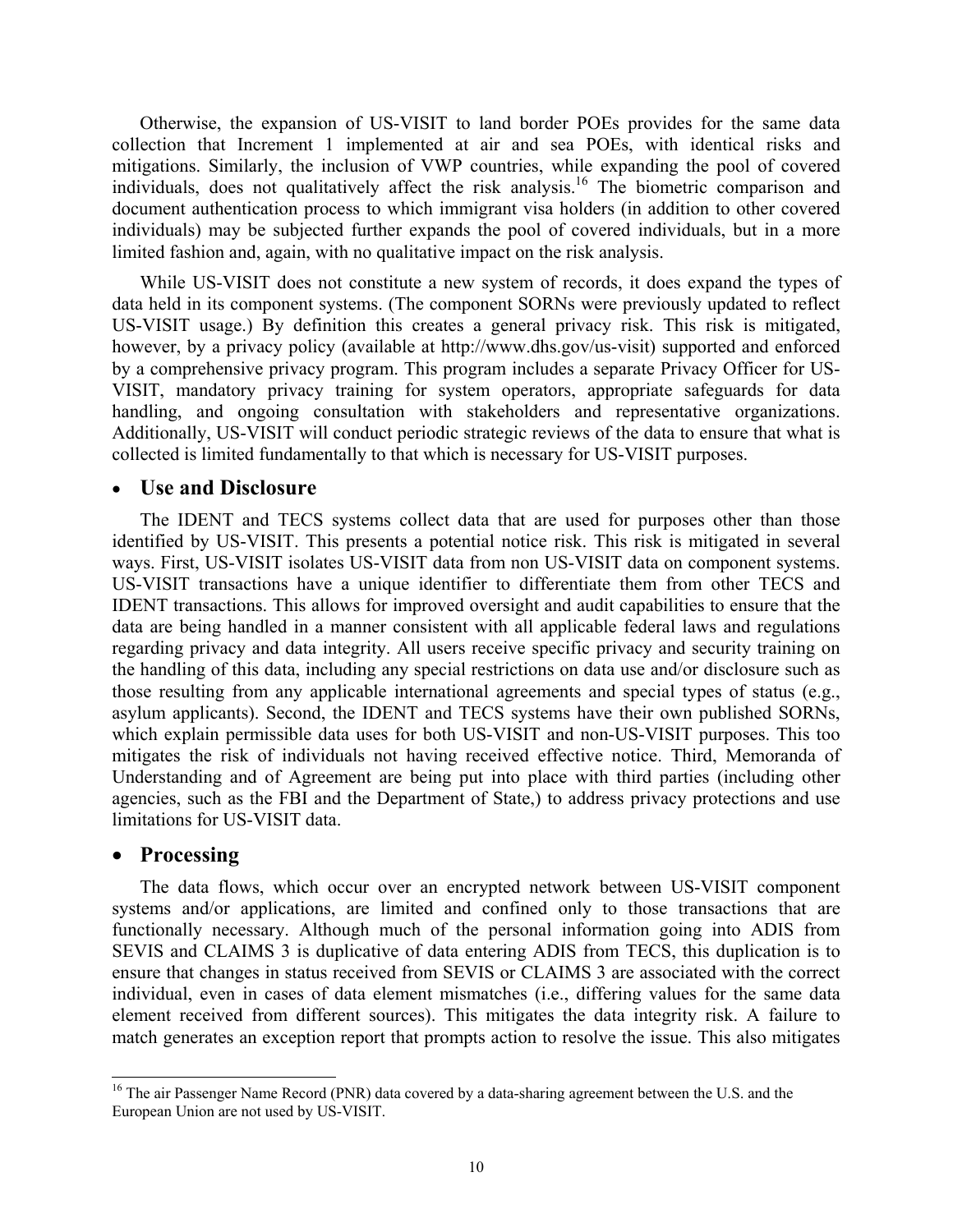Otherwise, the expansion of US-VISIT to land border POEs provides for the same data collection that Increment 1 implemented at air and sea POEs, with identical risks and mitigations. Similarly, the inclusion of VWP countries, while expanding the pool of covered individuals, does not qualitatively affect the risk analysis.[16] The biometric comparison and document authentication process to which immigrant visa holders (in addition to other covered individuals) may be subjected further expands the pool of covered individuals, but in a more limited fashion and, again, with no qualitative impact on the risk analysis.

While US-VISIT does not constitute a new system of records, it does expand the types of data held in its component systems. (The component SORNs were previously updated to reflect US-VISIT usage.) By definition this creates a general privacy risk. This risk is mitigated, however, by a privacy policy (available at http://www.dhs.gov/us-visit) supported and enforced by a comprehensive privacy program. This program includes a separate Privacy Officer for US-VISIT, mandatory privacy training for system operators, appropriate safeguards for data handling, and ongoing consultation with stakeholders and representative organizations. Additionally, US-VISIT will conduct periodic strategic reviews of the data to ensure that what is collected is limited fundamentally to that which is necessary for US-VISIT purposes.

- **Use and Disclosure**

The IDENT and TECS systems collect data that are used for purposes other than those identified by US-VISIT. This presents a potential notice risk. This risk is mitigated in several ways. First, US-VISIT isolates US-VISIT data from non US-VISIT data on component systems. US-VISIT transactions have a unique identifier to differentiate them from other TECS and IDENT transactions. This allows for improved oversight and audit capabilities to ensure that the data are being handled in a manner consistent with all applicable federal laws and regulations regarding privacy and data integrity. All users receive specific privacy and security training on the handling of this data, including any special restrictions on data use and/or disclosure such as those resulting from any applicable international agreements and special types of status (e.g., asylum applicants). Second, the IDENT and TECS systems have their own published SORNs, which explain permissible data uses for both US-VISIT and non-US-VISIT purposes. This too mitigates the risk of individuals not having received effective notice. Third, Memoranda of Understanding and of Agreement are being put into place with third parties (including other agencies, such as the FBI and the Department of State,) to address privacy protections and use limitations for US-VISIT data.

- **Processing**

The data flows, which occur over an encrypted network between US-VISIT component systems and/or applications, are limited and confined only to those transactions that are functionally necessary. Although much of the personal information going into ADIS from SEVIS and CLAIMS 3 is duplicative of data entering ADIS from TECS, this duplication is to ensure that changes in status received from SEVIS or CLAIMS 3 are associated with the correct individual, even in cases of data element mismatches (i.e., differing values for the same data element received from different sources). This mitigates the data integrity risk. A failure to match generates an exception report that prompts action to resolve the issue. This also mitigates

[16] The air Passenger Name Record (PNR) data covered by a data-sharing agreement between the U.S. and the European Union are not used by US-VISIT.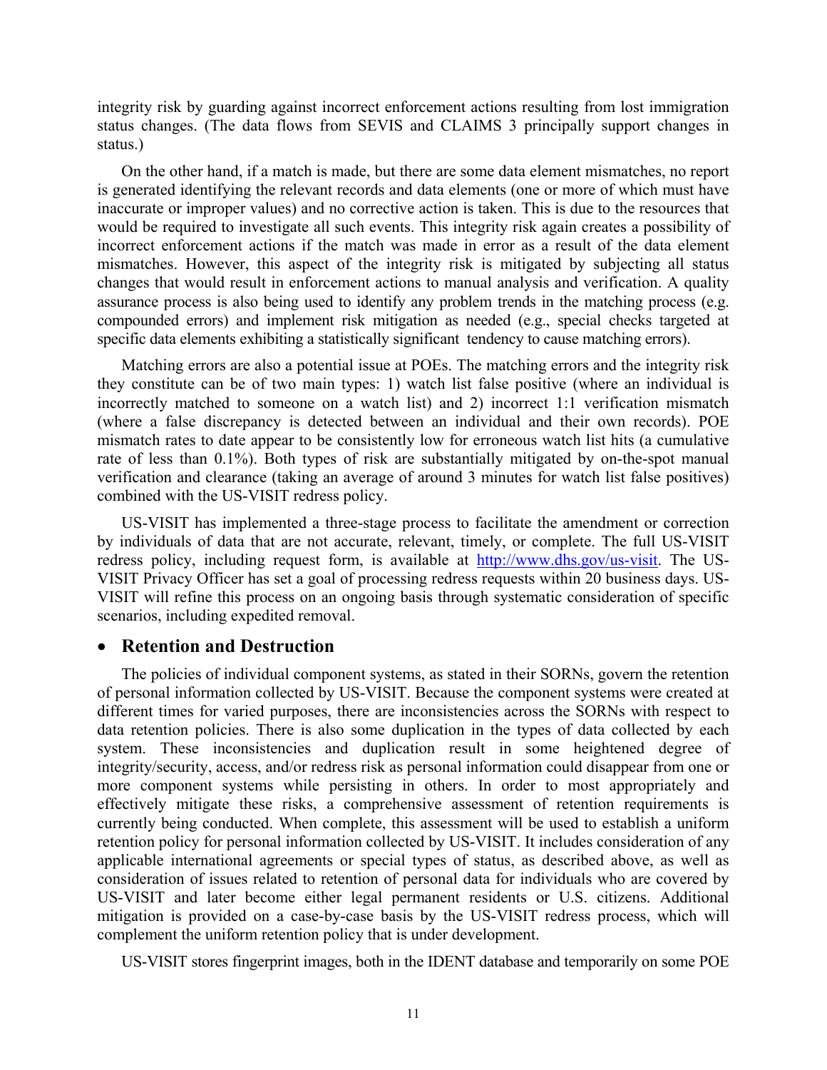integrity risk by guarding against incorrect enforcement actions resulting from lost immigration status changes. (The data flows from SEVIS and CLAIMS 3 principally support changes in status.)

On the other hand, if a match is made, but there are some data element mismatches, no report is generated identifying the relevant records and data elements (one or more of which must have inaccurate or improper values) and no corrective action is taken. This is due to the resources that would be required to investigate all such events. This integrity risk again creates a possibility of incorrect enforcement actions if the match was made in error as a result of the data element mismatches. However, this aspect of the integrity risk is mitigated by subjecting all status changes that would result in enforcement actions to manual analysis and verification. A quality assurance process is also being used to identify any problem trends in the matching process (e.g. compounded errors) and implement risk mitigation as needed (e.g., special checks targeted at specific data elements exhibiting a statistically significant tendency to cause matching errors).

Matching errors are also a potential issue at POEs. The matching errors and the integrity risk they constitute can be of two main types: 1) watch list false positive (where an individual is incorrectly matched to someone on a watch list) and 2) incorrect 1:1 verification mismatch (where a false discrepancy is detected between an individual and their own records). POE mismatch rates to date appear to be consistently low for erroneous watch list hits (a cumulative rate of less than 0.1%). Both types of risk are substantially mitigated by on-the-spot manual verification and clearance (taking an average of around 3 minutes for watch list false positives) combined with the US-VISIT redress policy.

US-VISIT has implemented a three-stage process to facilitate the amendment or correction by individuals of data that are not accurate, relevant, timely, or complete. The full US-VISIT redress policy, including request form, is available at http://www.dhs.gov/us-visit. The US-VISIT Privacy Officer has set a goal of processing redress requests within 20 business days. US-VISIT will refine this process on an ongoing basis through systematic consideration of specific scenarios, including expedited removal.

- **Retention and Destruction**

The policies of individual component systems, as stated in their SORNs, govern the retention of personal information collected by US-VISIT. Because the component systems were created at different times for varied purposes, there are inconsistencies across the SORNs with respect to data retention policies. There is also some duplication in the types of data collected by each system. These inconsistencies and duplication result in some heightened degree of integrity/security, access, and/or redress risk as personal information could disappear from one or more component systems while persisting in others. In order to most appropriately and effectively mitigate these risks, a comprehensive assessment of retention requirements is currently being conducted. When complete, this assessment will be used to establish a uniform retention policy for personal information collected by US-VISIT. It includes consideration of any applicable international agreements or special types of status, as described above, as well as consideration of issues related to retention of personal data for individuals who are covered by US-VISIT and later become either legal permanent residents or U.S. citizens. Additional mitigation is provided on a case-by-case basis by the US-VISIT redress process, which will complement the uniform retention policy that is under development.

US-VISIT stores fingerprint images, both in the IDENT database and temporarily on some POE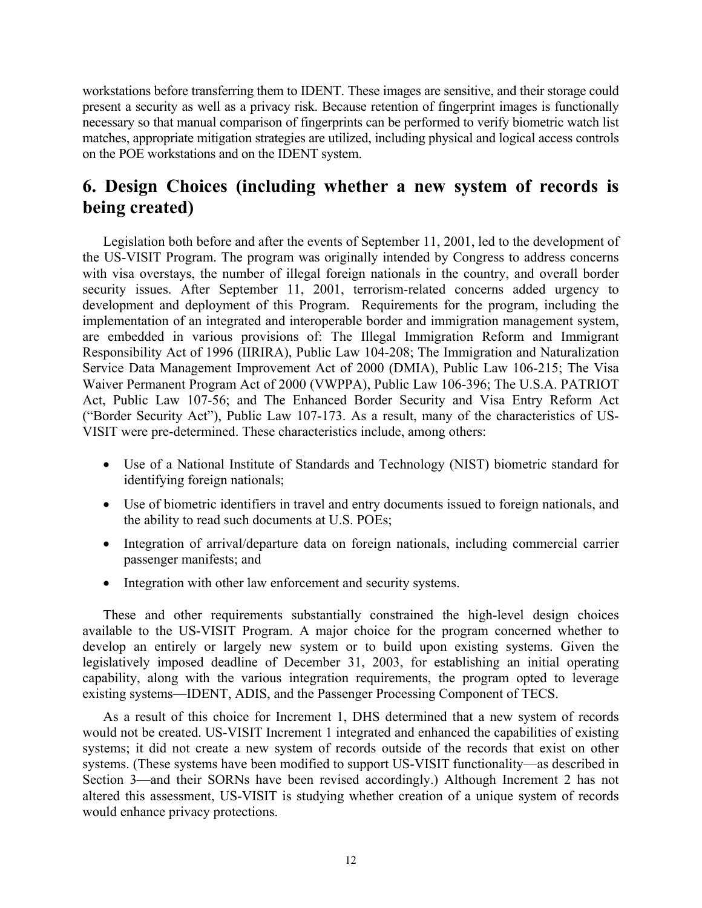workstations before transferring them to IDENT. These images are sensitive, and their storage could present a security as well as a privacy risk. Because retention of fingerprint images is functionally necessary so that manual comparison of fingerprints can be performed to verify biometric watch list matches, appropriate mitigation strategies are utilized, including physical and logical access controls on the POE workstations and on the IDENT system.

## 6. Design Choices (including whether a new system of records is being created)

Legislation both before and after the events of September 11, 2001, led to the development of the US-VISIT Program. The program was originally intended by Congress to address concerns with visa overstays, the number of illegal foreign nationals in the country, and overall border security issues. After September 11, 2001, terrorism-related concerns added urgency to development and deployment of this Program. Requirements for the program, including the implementation of an integrated and interoperable border and immigration management system, are embedded in various provisions of: The Illegal Immigration Reform and Immigrant Responsibility Act of 1996 (IIRIRA), Public Law 104-208; The Immigration and Naturalization Service Data Management Improvement Act of 2000 (DMIA), Public Law 106-215; The Visa Waiver Permanent Program Act of 2000 (VWPPA), Public Law 106-396; The U.S.A. PATRIOT Act, Public Law 107-56; and The Enhanced Border Security and Visa Entry Reform Act ("Border Security Act"), Public Law 107-173. As a result, many of the characteristics of US-VISIT were pre-determined. These characteristics include, among others:

- Use of a National Institute of Standards and Technology (NIST) biometric standard for identifying foreign nationals;
- Use of biometric identifiers in travel and entry documents issued to foreign nationals, and the ability to read such documents at U.S. POEs;
- Integration of arrival/departure data on foreign nationals, including commercial carrier passenger manifests; and
- Integration with other law enforcement and security systems.

These and other requirements substantially constrained the high-level design choices available to the US-VISIT Program. A major choice for the program concerned whether to develop an entirely or largely new system or to build upon existing systems. Given the legislatively imposed deadline of December 31, 2003, for establishing an initial operating capability, along with the various integration requirements, the program opted to leverage existing systems—IDENT, ADIS, and the Passenger Processing Component of TECS.

As a result of this choice for Increment 1, DHS determined that a new system of records would not be created. US-VISIT Increment 1 integrated and enhanced the capabilities of existing systems; it did not create a new system of records outside of the records that exist on other systems. (These systems have been modified to support US-VISIT functionality—as described in Section 3—and their SORNs have been revised accordingly.) Although Increment 2 has not altered this assessment, US-VISIT is studying whether creation of a unique system of records would enhance privacy protections.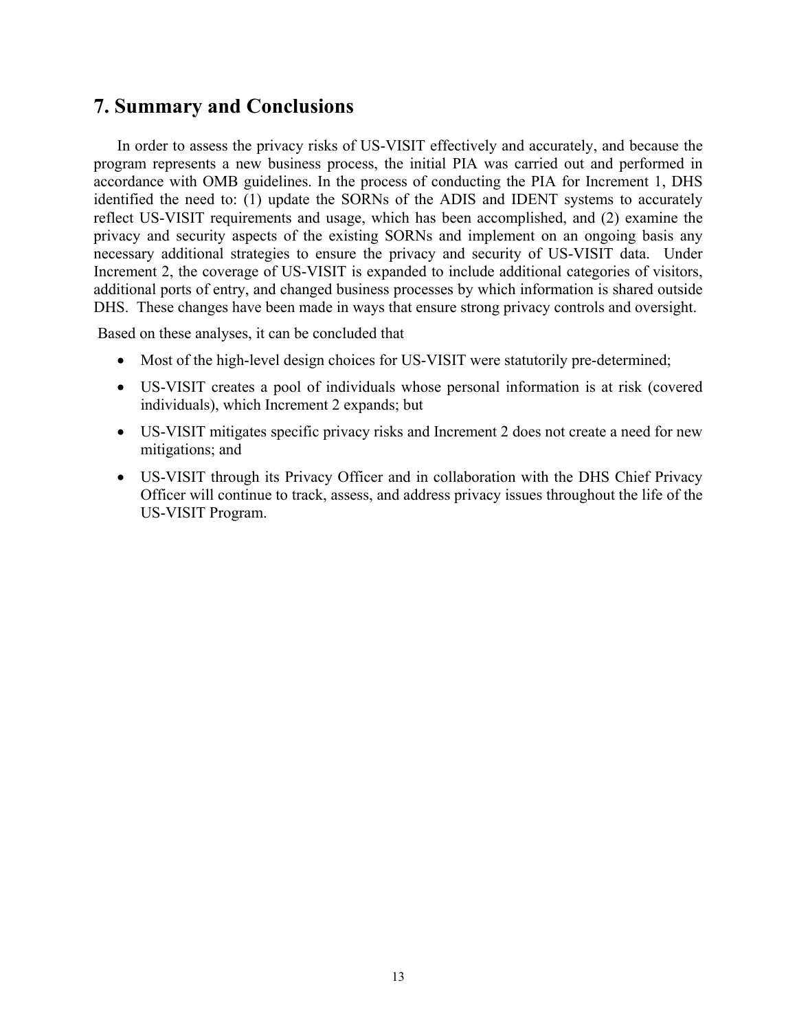## 7. Summary and Conclusions

In order to assess the privacy risks of US-VISIT effectively and accurately, and because the program represents a new business process, the initial PIA was carried out and performed in accordance with OMB guidelines. In the process of conducting the PIA for Increment 1, DHS identified the need to: (1) update the SORNs of the ADIS and IDENT systems to accurately reflect US-VISIT requirements and usage, which has been accomplished, and (2) examine the privacy and security aspects of the existing SORNs and implement on an ongoing basis any necessary additional strategies to ensure the privacy and security of US-VISIT data. Under Increment 2, the coverage of US-VISIT is expanded to include additional categories of visitors, additional ports of entry, and changed business processes by which information is shared outside DHS. These changes have been made in ways that ensure strong privacy controls and oversight.

Based on these analyses, it can be concluded that

- Most of the high-level design choices for US-VISIT were statutorily pre-determined;
- US-VISIT creates a pool of individuals whose personal information is at risk (covered individuals), which Increment 2 expands; but
- US-VISIT mitigates specific privacy risks and Increment 2 does not create a need for new mitigations; and
- US-VISIT through its Privacy Officer and in collaboration with the DHS Chief Privacy Officer will continue to track, assess, and address privacy issues throughout the life of the US-VISIT Program.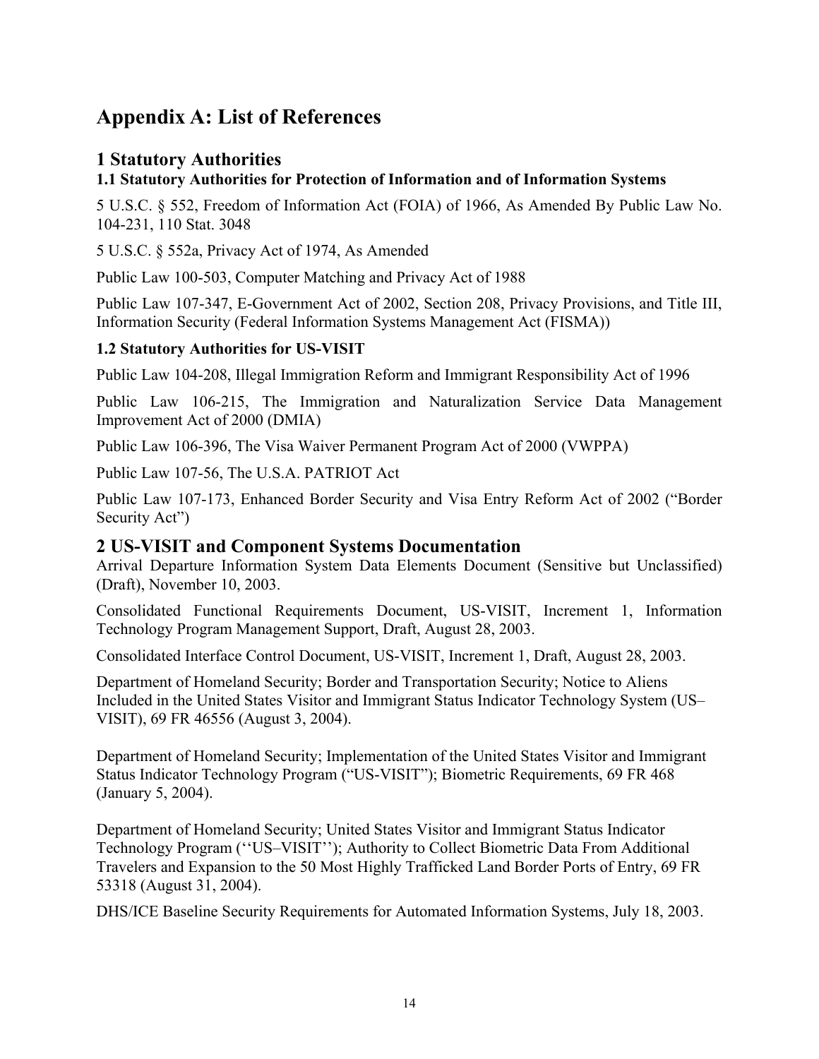# Appendix A: List of References

## 1 Statutory Authorities

### 1.1 Statutory Authorities for Protection of Information and of Information Systems

5 U.S.C. § 552, Freedom of Information Act (FOIA) of 1966, As Amended By Public Law No. 104-231, 110 Stat. 3048

5 U.S.C. § 552a, Privacy Act of 1974, As Amended

Public Law 100-503, Computer Matching and Privacy Act of 1988

Public Law 107-347, E-Government Act of 2002, Section 208, Privacy Provisions, and Title III, Information Security (Federal Information Systems Management Act (FISMA))

### 1.2 Statutory Authorities for US-VISIT

Public Law 104-208, Illegal Immigration Reform and Immigrant Responsibility Act of 1996

Public Law 106-215, The Immigration and Naturalization Service Data Management Improvement Act of 2000 (DMIA)

Public Law 106-396, The Visa Waiver Permanent Program Act of 2000 (VWPPA)

Public Law 107-56, The U.S.A. PATRIOT Act

Public Law 107-173, Enhanced Border Security and Visa Entry Reform Act of 2002 ("Border Security Act")

## 2 US-VISIT and Component Systems Documentation

Arrival Departure Information System Data Elements Document (Sensitive but Unclassified) (Draft), November 10, 2003.

Consolidated Functional Requirements Document, US-VISIT, Increment 1, Information Technology Program Management Support, Draft, August 28, 2003.

Consolidated Interface Control Document, US-VISIT, Increment 1, Draft, August 28, 2003.

Department of Homeland Security; Border and Transportation Security; Notice to Aliens Included in the United States Visitor and Immigrant Status Indicator Technology System (US–VISIT), 69 FR 46556 (August 3, 2004).

Department of Homeland Security; Implementation of the United States Visitor and Immigrant Status Indicator Technology Program ("US-VISIT"); Biometric Requirements, 69 FR 468 (January 5, 2004).

Department of Homeland Security; United States Visitor and Immigrant Status Indicator Technology Program (''US–VISIT''); Authority to Collect Biometric Data From Additional Travelers and Expansion to the 50 Most Highly Trafficked Land Border Ports of Entry, 69 FR 53318 (August 31, 2004).

DHS/ICE Baseline Security Requirements for Automated Information Systems, July 18, 2003.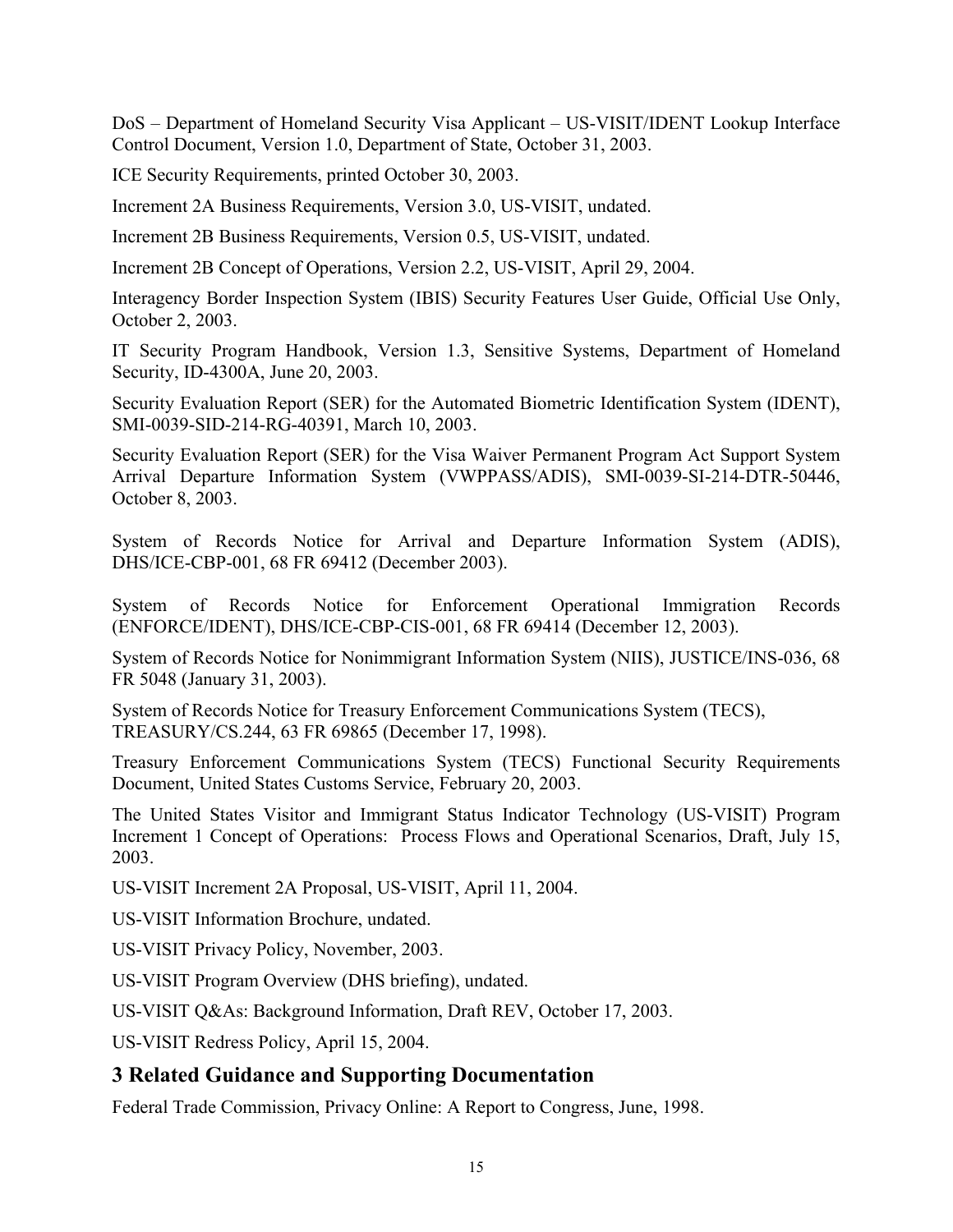DoS – Department of Homeland Security Visa Applicant – US-VISIT/IDENT Lookup Interface Control Document, Version 1.0, Department of State, October 31, 2003.

ICE Security Requirements, printed October 30, 2003.

Increment 2A Business Requirements, Version 3.0, US-VISIT, undated.

Increment 2B Business Requirements, Version 0.5, US-VISIT, undated.

Increment 2B Concept of Operations, Version 2.2, US-VISIT, April 29, 2004.

Interagency Border Inspection System (IBIS) Security Features User Guide, Official Use Only, October 2, 2003.

IT Security Program Handbook, Version 1.3, Sensitive Systems, Department of Homeland Security, ID-4300A, June 20, 2003.

Security Evaluation Report (SER) for the Automated Biometric Identification System (IDENT), SMI-0039-SID-214-RG-40391, March 10, 2003.

Security Evaluation Report (SER) for the Visa Waiver Permanent Program Act Support System Arrival Departure Information System (VWPPASS/ADIS), SMI-0039-SI-214-DTR-50446, October 8, 2003.

System of Records Notice for Arrival and Departure Information System (ADIS), DHS/ICE-CBP-001, 68 FR 69412 (December 2003).

System of Records Notice for Enforcement Operational Immigration Records (ENFORCE/IDENT), DHS/ICE-CBP-CIS-001, 68 FR 69414 (December 12, 2003).

System of Records Notice for Nonimmigrant Information System (NIIS), JUSTICE/INS-036, 68 FR 5048 (January 31, 2003).

System of Records Notice for Treasury Enforcement Communications System (TECS), TREASURY/CS.244, 63 FR 69865 (December 17, 1998).

Treasury Enforcement Communications System (TECS) Functional Security Requirements Document, United States Customs Service, February 20, 2003.

The United States Visitor and Immigrant Status Indicator Technology (US-VISIT) Program Increment 1 Concept of Operations: Process Flows and Operational Scenarios, Draft, July 15, 2003.

US-VISIT Increment 2A Proposal, US-VISIT, April 11, 2004.

US-VISIT Information Brochure, undated.

US-VISIT Privacy Policy, November, 2003.

US-VISIT Program Overview (DHS briefing), undated.

US-VISIT Q&As: Background Information, Draft REV, October 17, 2003.

US-VISIT Redress Policy, April 15, 2004.

## 3 Related Guidance and Supporting Documentation

Federal Trade Commission, Privacy Online: A Report to Congress, June, 1998.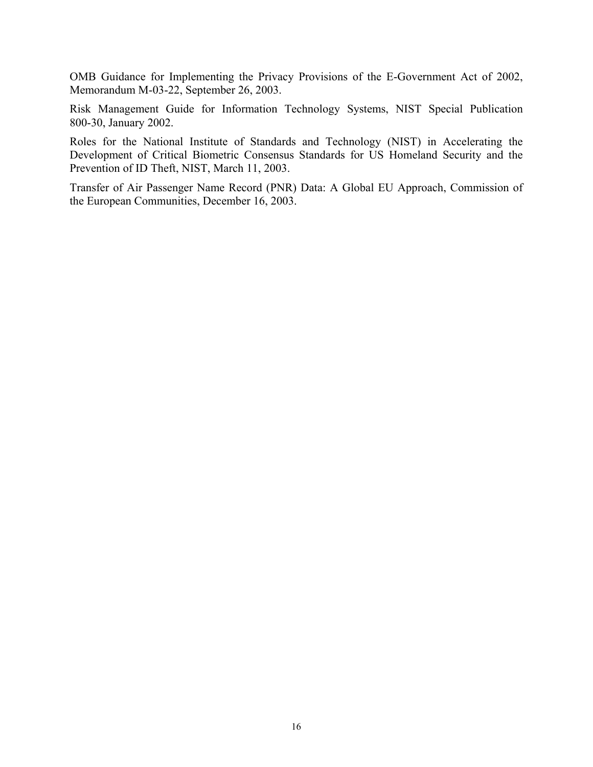OMB Guidance for Implementing the Privacy Provisions of the E-Government Act of 2002, Memorandum M-03-22, September 26, 2003.

Risk Management Guide for Information Technology Systems, NIST Special Publication 800-30, January 2002.

Roles for the National Institute of Standards and Technology (NIST) in Accelerating the Development of Critical Biometric Consensus Standards for US Homeland Security and the Prevention of ID Theft, NIST, March 11, 2003.

Transfer of Air Passenger Name Record (PNR) Data: A Global EU Approach, Commission of the European Communities, December 16, 2003.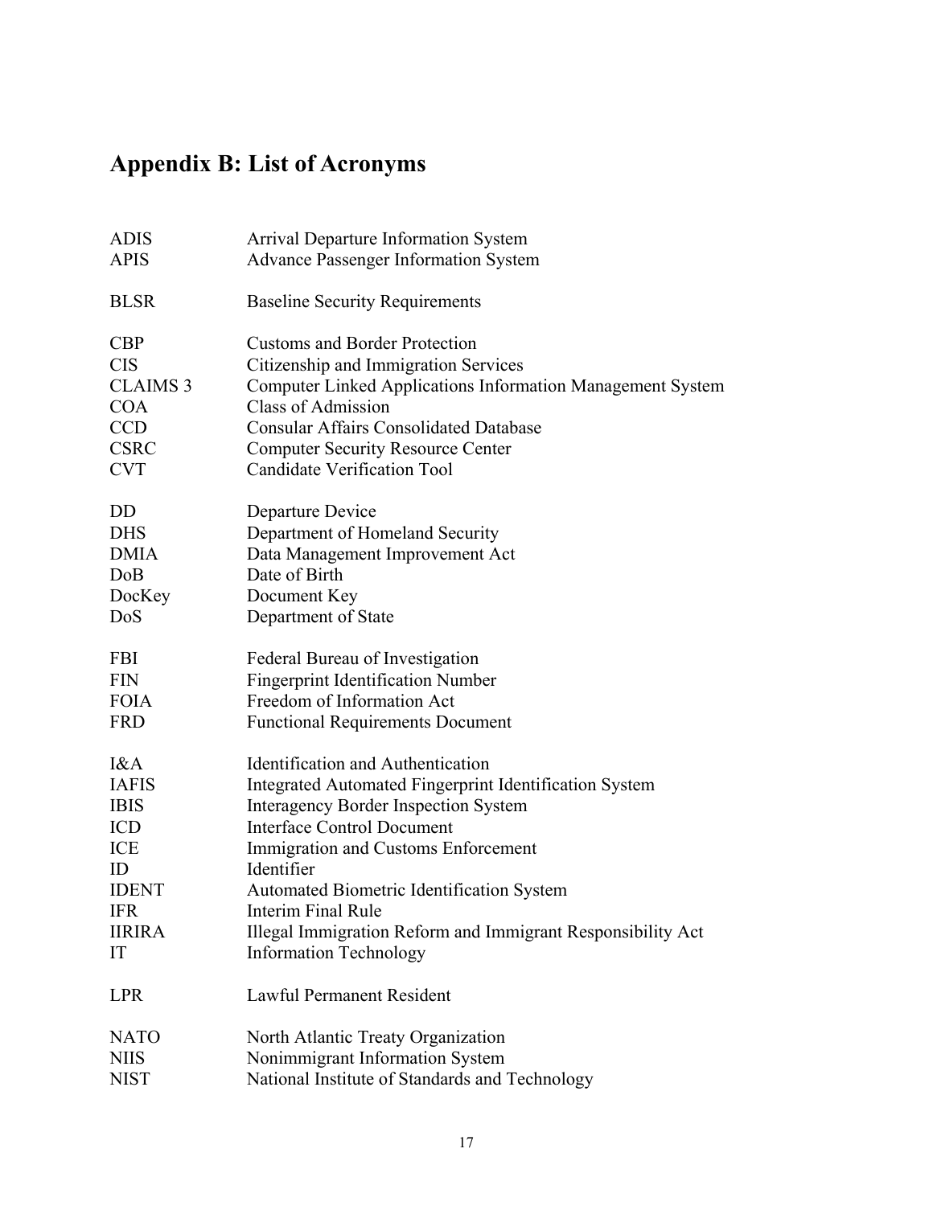## Appendix B: List of Acronyms

| | |
|---|---|
| ADIS | Arrival Departure Information System |
| APIS | Advance Passenger Information System |
| | |
| BLSR | Baseline Security Requirements |
| | |
| CBP | Customs and Border Protection |
| CIS | Citizenship and Immigration Services |
| CLAIMS 3 | Computer Linked Applications Information Management System |
| COA | Class of Admission |
| CCD | Consular Affairs Consolidated Database |
| CSRC | Computer Security Resource Center |
| CVT | Candidate Verification Tool |
| | |
| DD | Departure Device |
| DHS | Department of Homeland Security |
| DMIA | Data Management Improvement Act |
| DoB | Date of Birth |
| DocKey | Document Key |
| DoS | Department of State |
| | |
| FBI | Federal Bureau of Investigation |
| FIN | Fingerprint Identification Number |
| FOIA | Freedom of Information Act |
| FRD | Functional Requirements Document |
| | |
| I&A | Identification and Authentication |
| IAFIS | Integrated Automated Fingerprint Identification System |
| IBIS | Interagency Border Inspection System |
| ICD | Interface Control Document |
| ICE | Immigration and Customs Enforcement |
| ID | Identifier |
| IDENT | Automated Biometric Identification System |
| IFR | Interim Final Rule |
| IIRIRA | Illegal Immigration Reform and Immigrant Responsibility Act |
| IT | Information Technology |
| | |
| LPR | Lawful Permanent Resident |
| | |
| NATO | North Atlantic Treaty Organization |
| NIIS | Nonimmigrant Information System |
| NIST | National Institute of Standards and Technology |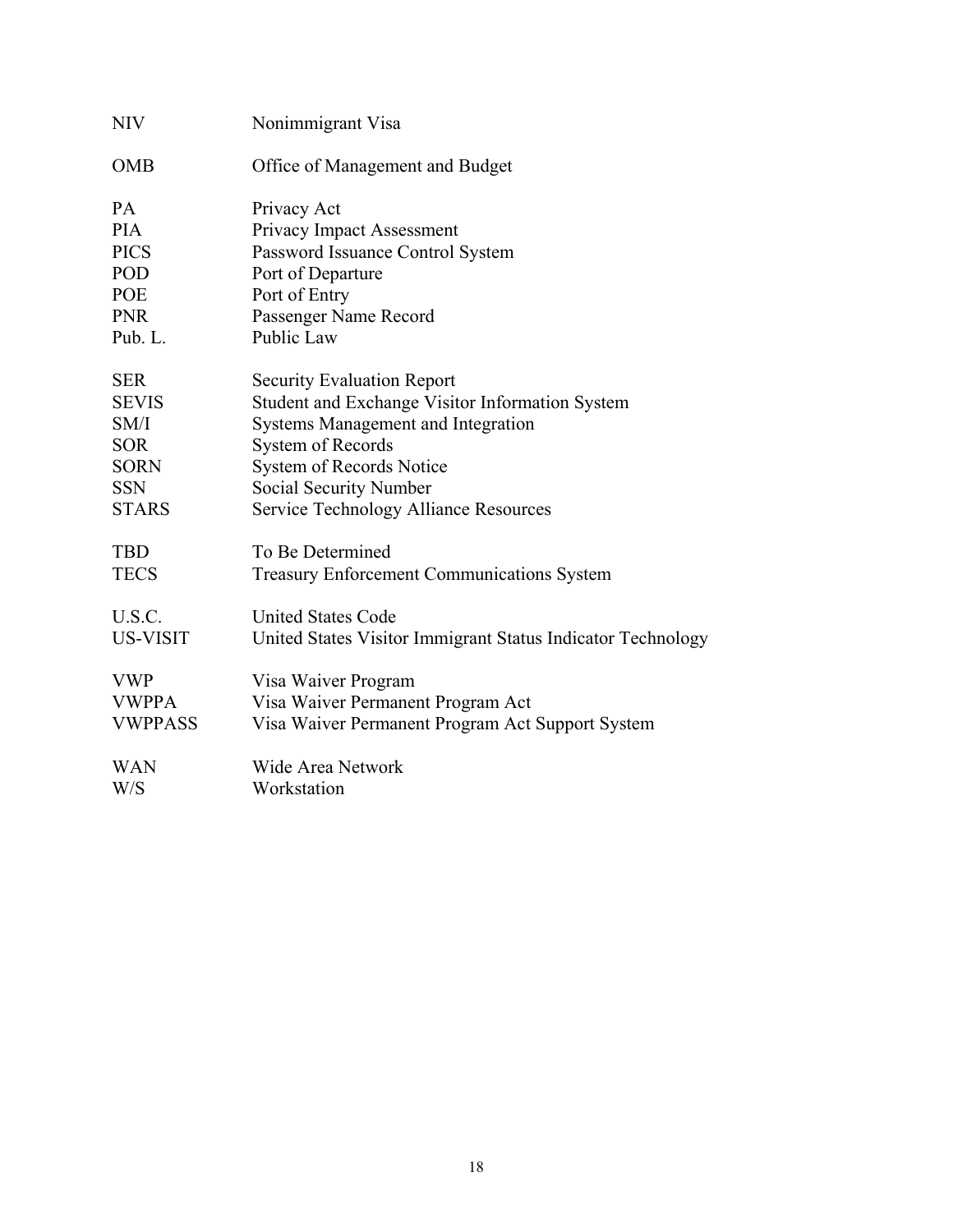| | |
|---|---|
| NIV | Nonimmigrant Visa |
| OMB | Office of Management and Budget |
| PA | Privacy Act |
| PIA | Privacy Impact Assessment |
| PICS | Password Issuance Control System |
| POD | Port of Departure |
| POE | Port of Entry |
| PNR | Passenger Name Record |
| Pub. L. | Public Law |
| SER | Security Evaluation Report |
| SEVIS | Student and Exchange Visitor Information System |
| SM/I | Systems Management and Integration |
| SOR | System of Records |
| SORN | System of Records Notice |
| SSN | Social Security Number |
| STARS | Service Technology Alliance Resources |
| TBD | To Be Determined |
| TECS | Treasury Enforcement Communications System |
| U.S.C. | United States Code |
| US-VISIT | United States Visitor Immigrant Status Indicator Technology |
| VWP | Visa Waiver Program |
| VWPPA | Visa Waiver Permanent Program Act |
| VWPPASS | Visa Waiver Permanent Program Act Support System |
| WAN | Wide Area Network |
| W/S | Workstation |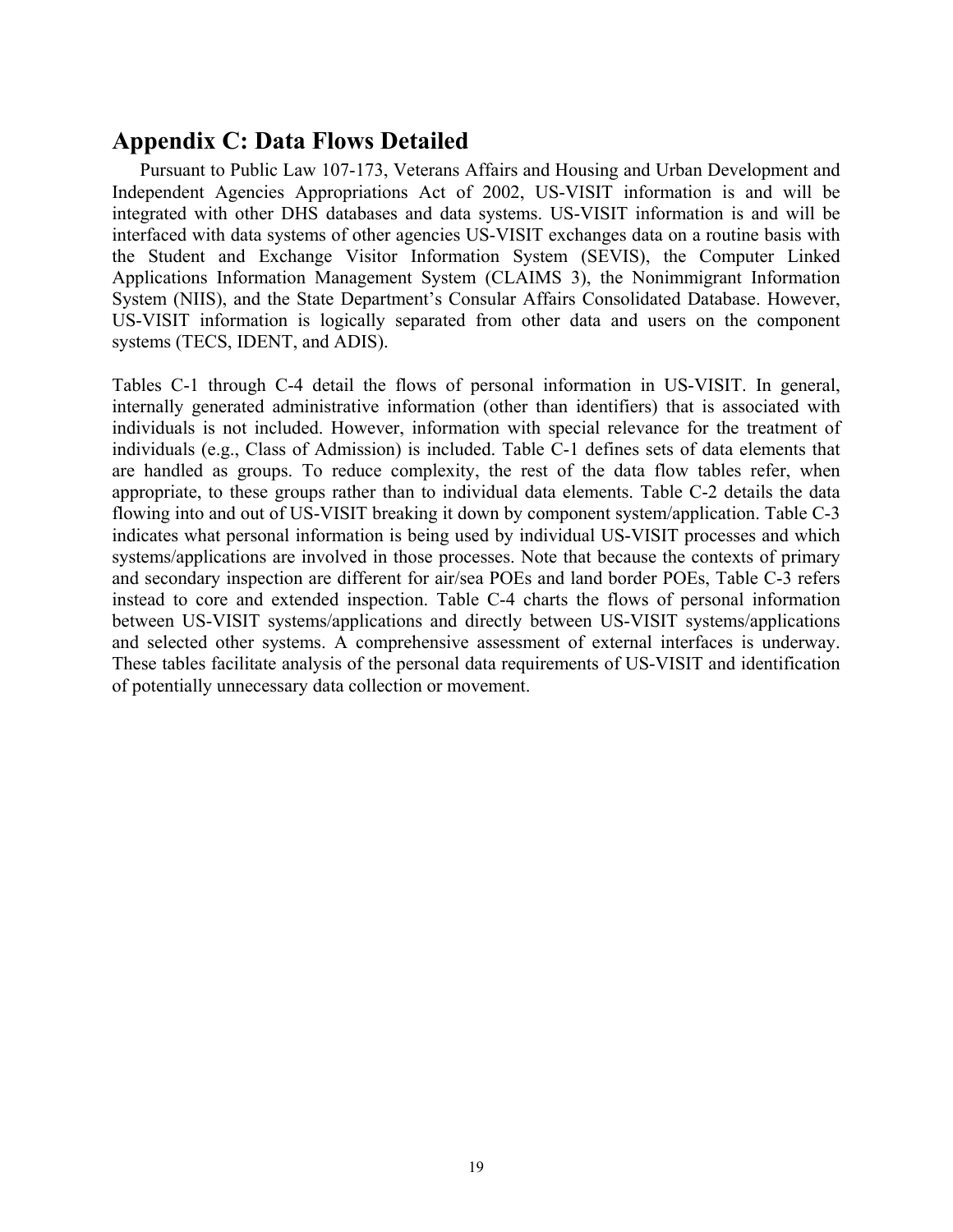## Appendix C: Data Flows Detailed

Pursuant to Public Law 107-173, Veterans Affairs and Housing and Urban Development and Independent Agencies Appropriations Act of 2002, US-VISIT information is and will be integrated with other DHS databases and data systems. US-VISIT information is and will be interfaced with data systems of other agencies US-VISIT exchanges data on a routine basis with the Student and Exchange Visitor Information System (SEVIS), the Computer Linked Applications Information Management System (CLAIMS 3), the Nonimmigrant Information System (NIIS), and the State Department's Consular Affairs Consolidated Database. However, US-VISIT information is logically separated from other data and users on the component systems (TECS, IDENT, and ADIS).

Tables C-1 through C-4 detail the flows of personal information in US-VISIT. In general, internally generated administrative information (other than identifiers) that is associated with individuals is not included. However, information with special relevance for the treatment of individuals (e.g., Class of Admission) is included. Table C-1 defines sets of data elements that are handled as groups. To reduce complexity, the rest of the data flow tables refer, when appropriate, to these groups rather than to individual data elements. Table C-2 details the data flowing into and out of US-VISIT breaking it down by component system/application. Table C-3 indicates what personal information is being used by individual US-VISIT processes and which systems/applications are involved in those processes. Note that because the contexts of primary and secondary inspection are different for air/sea POEs and land border POEs, Table C-3 refers instead to core and extended inspection. Table C-4 charts the flows of personal information between US-VISIT systems/applications and directly between US-VISIT systems/applications and selected other systems. A comprehensive assessment of external interfaces is underway. These tables facilitate analysis of the personal data requirements of US-VISIT and identification of potentially unnecessary data collection or movement.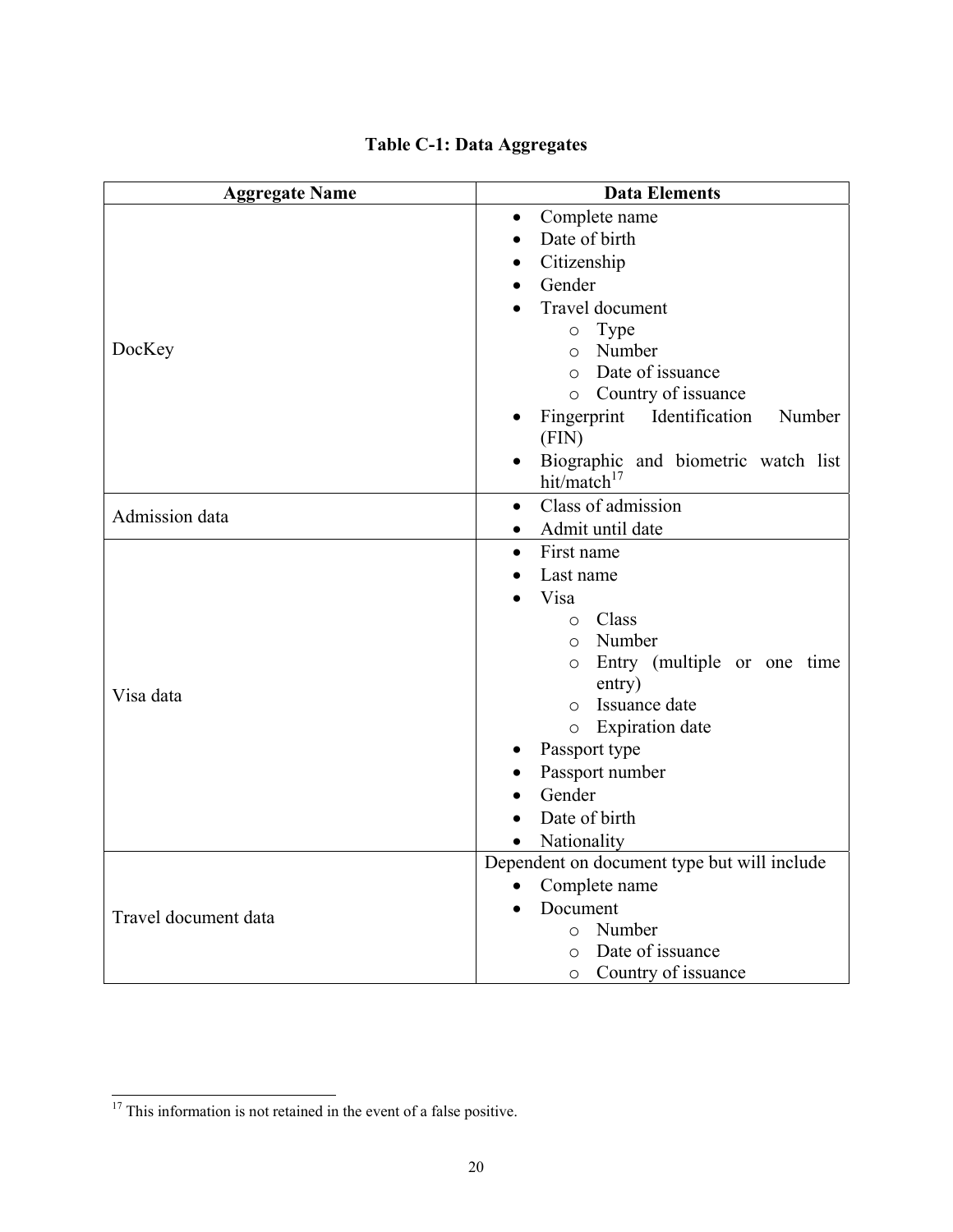**Table C-1: Data Aggregates**

| Aggregate Name | Data Elements |
|---|---|
| DocKey | • Complete name<br>• Date of birth<br>• Citizenship<br>• Gender<br>• Travel document<br>&nbsp;&nbsp;&nbsp;&nbsp;o Type<br>&nbsp;&nbsp;&nbsp;&nbsp;o Number<br>&nbsp;&nbsp;&nbsp;&nbsp;o Date of issuance<br>&nbsp;&nbsp;&nbsp;&nbsp;o Country of issuance<br>• Fingerprint Identification Number (FIN)<br>• Biographic and biometric watch list hit/match[17] |
| Admission data | • Class of admission<br>• Admit until date |
| Visa data | • First name<br>• Last name<br>• Visa<br>&nbsp;&nbsp;&nbsp;&nbsp;o Class<br>&nbsp;&nbsp;&nbsp;&nbsp;o Number<br>&nbsp;&nbsp;&nbsp;&nbsp;o Entry (multiple or one time entry)<br>&nbsp;&nbsp;&nbsp;&nbsp;o Issuance date<br>&nbsp;&nbsp;&nbsp;&nbsp;o Expiration date<br>• Passport type<br>• Passport number<br>• Gender<br>• Date of birth<br>• Nationality |
| Travel document data | Dependent on document type but will include<br>• Complete name<br>• Document<br>&nbsp;&nbsp;&nbsp;&nbsp;o Number<br>&nbsp;&nbsp;&nbsp;&nbsp;o Date of issuance<br>&nbsp;&nbsp;&nbsp;&nbsp;o Country of issuance |

[17] This information is not retained in the event of a false positive.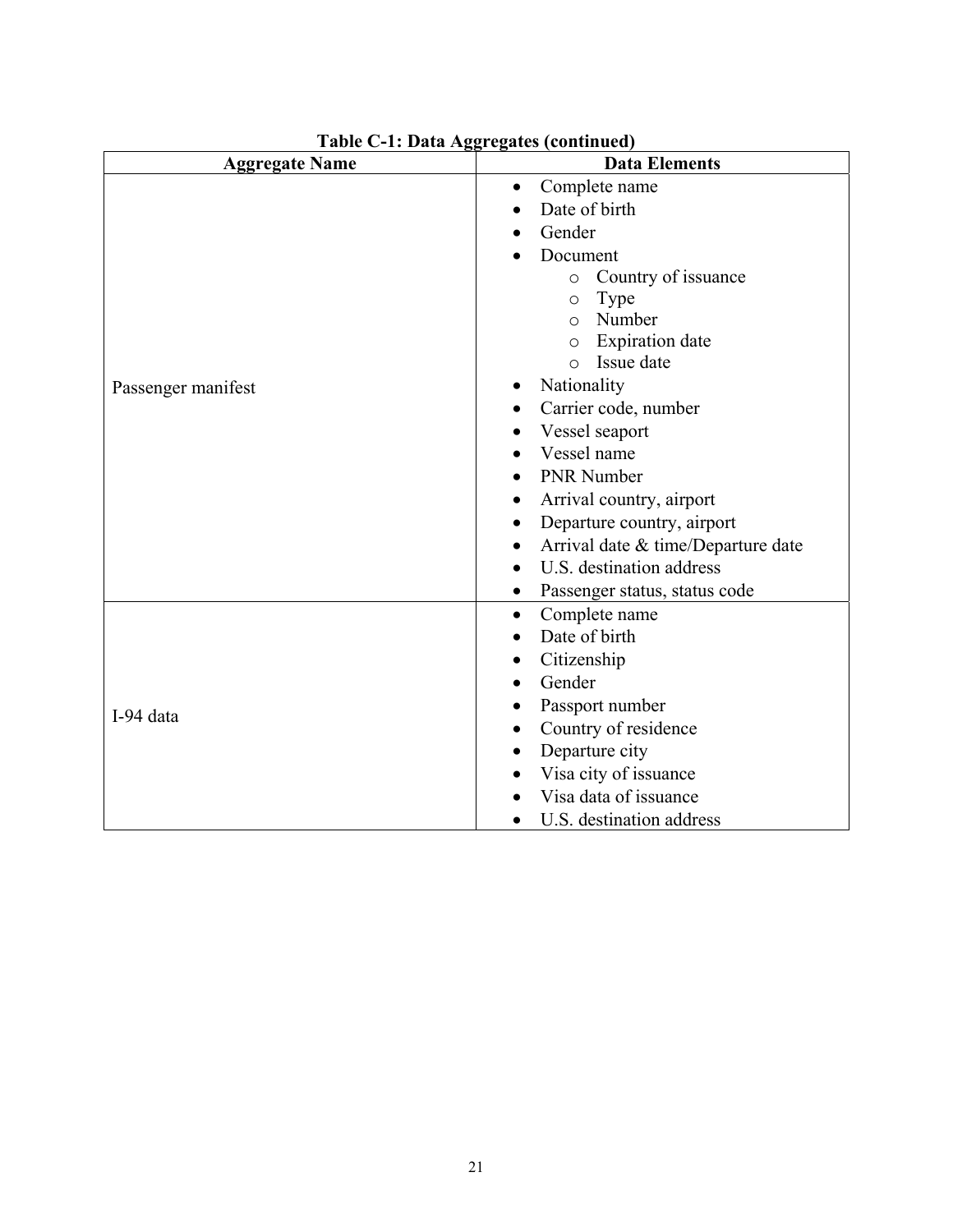**Table C-1: Data Aggregates (continued)**

| Aggregate Name | Data Elements |
|---|---|
| Passenger manifest | • Complete name<br>• Date of birth<br>• Gender<br>• Document<br>  ○ Country of issuance<br>  ○ Type<br>  ○ Number<br>  ○ Expiration date<br>  ○ Issue date<br>• Nationality<br>• Carrier code, number<br>• Vessel seaport<br>• Vessel name<br>• PNR Number<br>• Arrival country, airport<br>• Departure country, airport<br>• Arrival date & time/Departure date<br>• U.S. destination address<br>• Passenger status, status code |
| I-94 data | • Complete name<br>• Date of birth<br>• Citizenship<br>• Gender<br>• Passport number<br>• Country of residence<br>• Departure city<br>• Visa city of issuance<br>• Visa data of issuance<br>• U.S. destination address |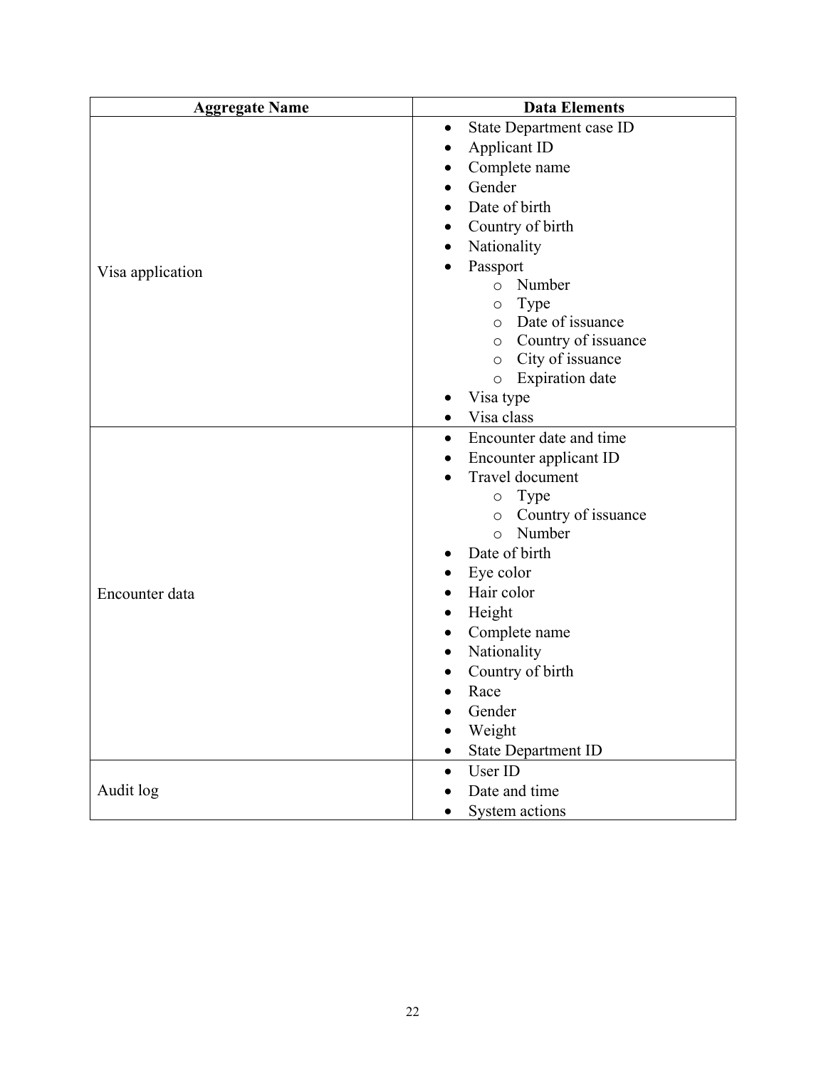| Aggregate Name | Data Elements |
|---|---|
| Visa application | • State Department case ID<br>• Applicant ID<br>• Complete name<br>• Gender<br>• Date of birth<br>• Country of birth<br>• Nationality<br>• Passport<br>  ○ Number<br>  ○ Type<br>  ○ Date of issuance<br>  ○ Country of issuance<br>  ○ City of issuance<br>  ○ Expiration date<br>• Visa type<br>• Visa class |
| Encounter data | • Encounter date and time<br>• Encounter applicant ID<br>• Travel document<br>  ○ Type<br>  ○ Country of issuance<br>  ○ Number<br>• Date of birth<br>• Eye color<br>• Hair color<br>• Height<br>• Complete name<br>• Nationality<br>• Country of birth<br>• Race<br>• Gender<br>• Weight<br>• State Department ID |
| Audit log | • User ID<br>• Date and time<br>• System actions |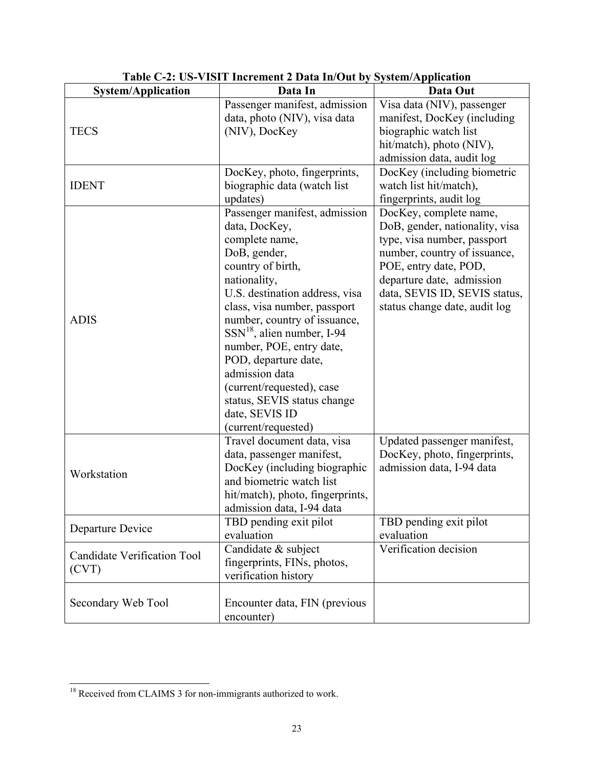**Table C-2: US-VISIT Increment 2 Data In/Out by System/Application**

| System/Application | Data In | Data Out |
|---|---|---|
| TECS | Passenger manifest, admission data, photo (NIV), visa data (NIV), DocKey | Visa data (NIV), passenger manifest, DocKey (including biographic watch list hit/match), photo (NIV), admission data, audit log |
| IDENT | DocKey, photo, fingerprints, biographic data (watch list updates) | DocKey (including biometric watch list hit/match), fingerprints, audit log |
| ADIS | Passenger manifest, admission data, DocKey, complete name, DoB, gender, country of birth, nationality, U.S. destination address, visa class, visa number, passport number, country of issuance, SSN[18], alien number, I-94 number, POE, entry date, POD, departure date, admission data (current/requested), case status, SEVIS status change date, SEVIS ID (current/requested) | DocKey, complete name, DoB, gender, nationality, visa type, visa number, passport number, country of issuance, POE, entry date, POD, departure date, admission data, SEVIS ID, SEVIS status, status change date, audit log |
| Workstation | Travel document data, visa data, passenger manifest, DocKey (including biographic and biometric watch list hit/match), photo, fingerprints, admission data, I-94 data | Updated passenger manifest, DocKey, photo, fingerprints, admission data, I-94 data |
| Departure Device | TBD pending exit pilot evaluation | TBD pending exit pilot evaluation |
| Candidate Verification Tool (CVT) | Candidate & subject fingerprints, FINs, photos, verification history | Verification decision |
| Secondary Web Tool | Encounter data, FIN (previous encounter) | |

[18] Received from CLAIMS 3 for non-immigrants authorized to work.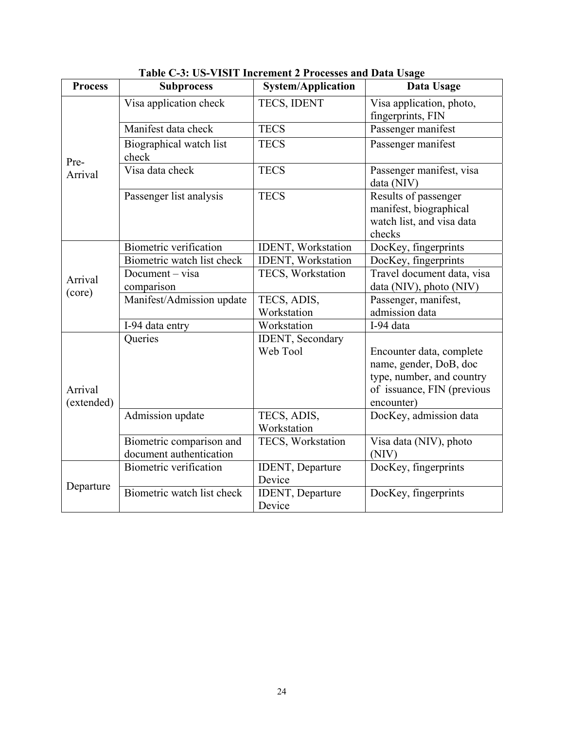**Table C-3: US-VISIT Increment 2 Processes and Data Usage**

| Process | Subprocess | System/Application | Data Usage |
|---|---|---|---|
| Pre-Arrival | Visa application check | TECS, IDENT | Visa application, photo, fingerprints, FIN |
| | Manifest data check | TECS | Passenger manifest |
| | Biographical watch list check | TECS | Passenger manifest |
| | Visa data check | TECS | Passenger manifest, visa data (NIV) |
| | Passenger list analysis | TECS | Results of passenger manifest, biographical watch list, and visa data checks |
| Arrival (core) | Biometric verification | IDENT, Workstation | DocKey, fingerprints |
| | Biometric watch list check | IDENT, Workstation | DocKey, fingerprints |
| | Document – visa comparison | TECS, Workstation | Travel document data, visa data (NIV), photo (NIV) |
| | Manifest/Admission update | TECS, ADIS, Workstation | Passenger, manifest, admission data |
| | I-94 data entry | Workstation | I-94 data |
| Arrival (extended) | Queries | IDENT, Secondary Web Tool | Encounter data, complete name, gender, DoB, doc type, number, and country of issuance, FIN (previous encounter) |
| | Admission update | TECS, ADIS, Workstation | DocKey, admission data |
| | Biometric comparison and document authentication | TECS, Workstation | Visa data (NIV), photo (NIV) |
| Departure | Biometric verification | IDENT, Departure Device | DocKey, fingerprints |
| | Biometric watch list check | IDENT, Departure Device | DocKey, fingerprints |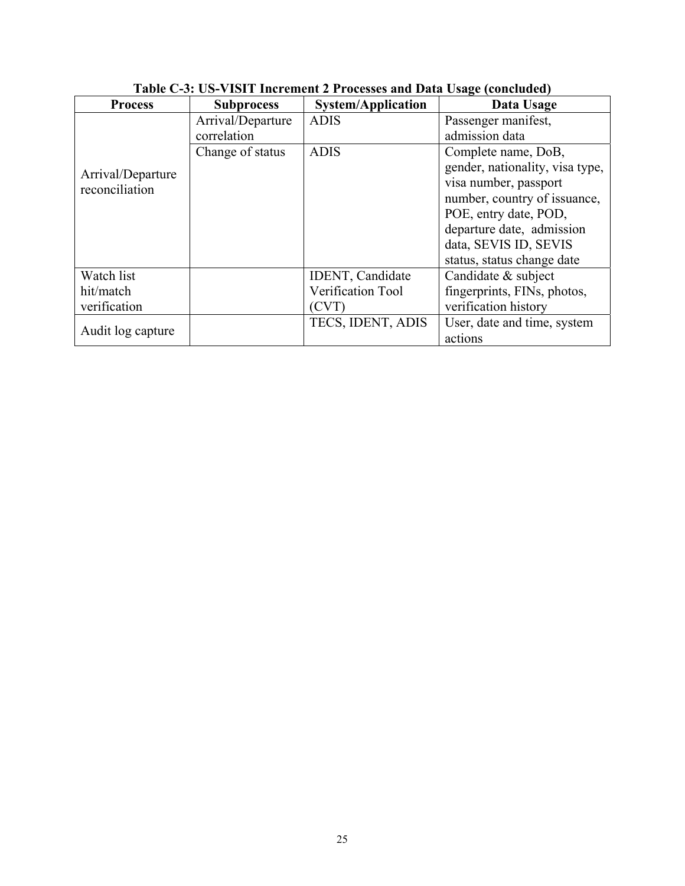**Table C-3: US-VISIT Increment 2 Processes and Data Usage (concluded)**

| Process | Subprocess | System/Application | Data Usage |
|---|---|---|---|
| Arrival/Departure reconciliation | Arrival/Departure correlation | ADIS | Passenger manifest, admission data |
| | Change of status | ADIS | Complete name, DoB, gender, nationality, visa type, visa number, passport number, country of issuance, POE, entry date, POD, departure date, admission data, SEVIS ID, SEVIS status, status change date |
| Watch list hit/match verification | | IDENT, Candidate Verification Tool (CVT) | Candidate & subject fingerprints, FINs, photos, verification history |
| Audit log capture | | TECS, IDENT, ADIS | User, date and time, system actions |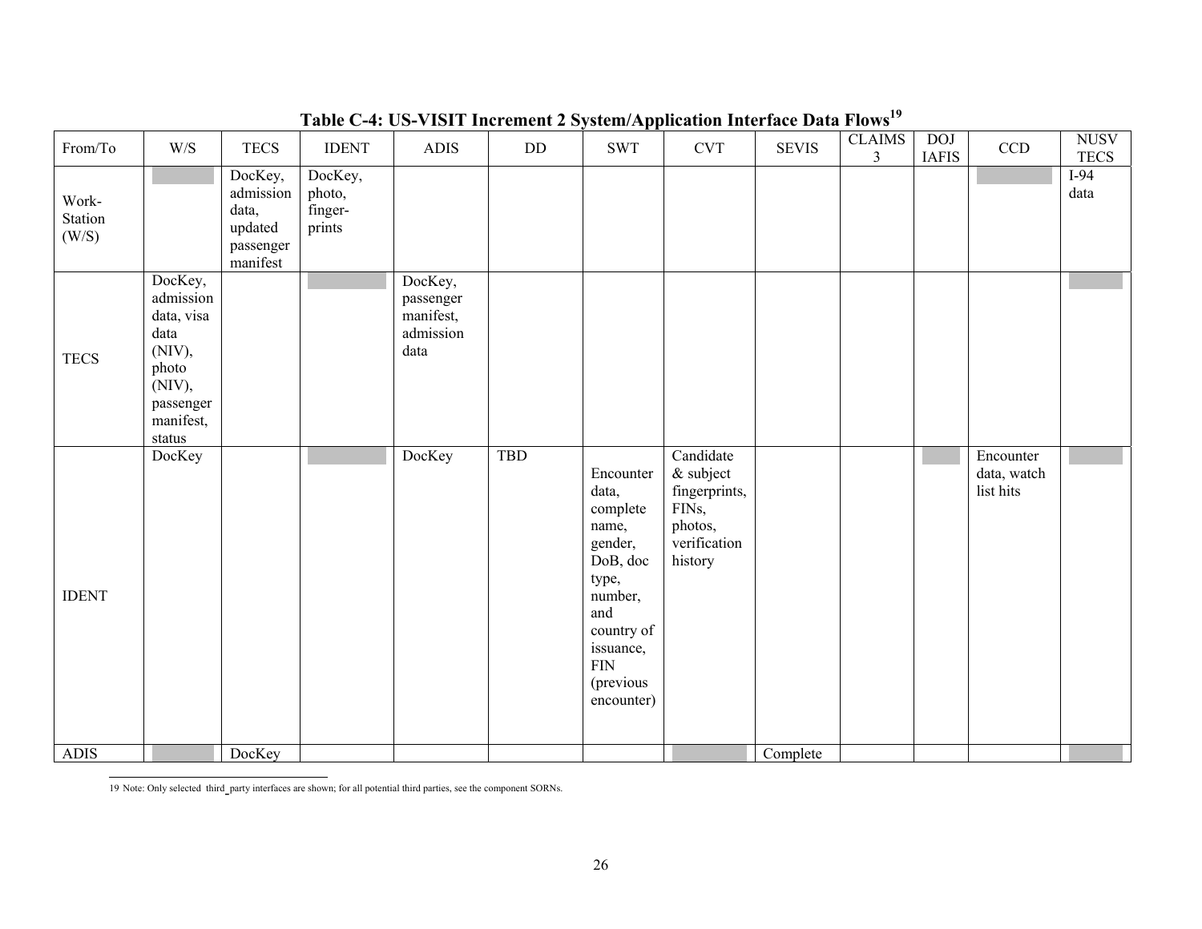**Table C-4: US-VISIT Increment 2 System/Application Interface Data Flows[19]**

| From/To | W/S | TECS | IDENT | ADIS | DD | SWT | CVT | SEVIS | CLAIMS 3 | DOJ IAFIS | CCD | NUSV TECS |
|---|---|---|---|---|---|---|---|---|---|---|---|---|
| Work-Station (W/S) | | DocKey, admission data, updated passenger manifest | DocKey, photo, finger-prints | | | | | | | | | I-94 data |
| TECS | DocKey, admission data, visa data (NIV), photo (NIV), passenger manifest, status | | | DocKey, passenger manifest, admission data | | | | | | | | |
| IDENT | DocKey | | | DocKey | TBD | Encounter data, complete name, gender, DoB, doc type, number, and country of issuance, FIN (previous encounter) | Candidate & subject fingerprints, FINs, photos, verification history | | | | Encounter data, watch list hits | |
| ADIS | | DocKey | | | | | | Complete | | | | |

19 Note: Only selected third_party interfaces are shown; for all potential third parties, see the component SORNs.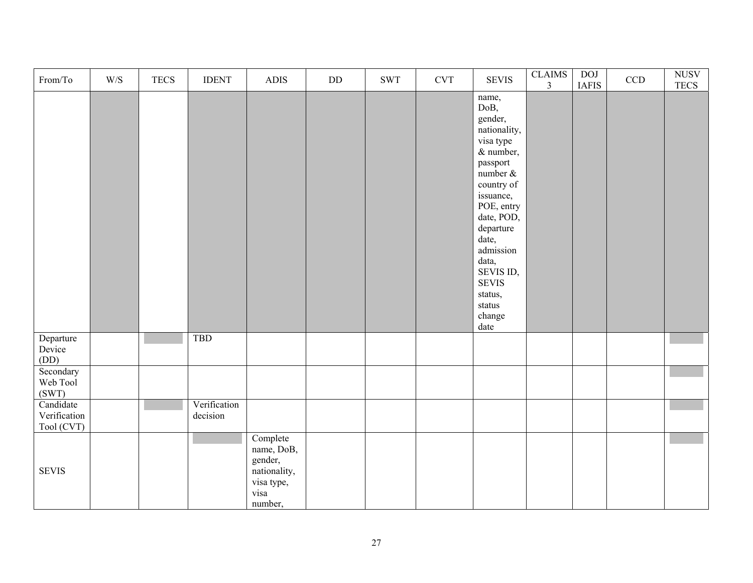| From/To | W/S | TECS | IDENT | ADIS | DD | SWT | CVT | SEVIS | CLAIMS 3 | DOJ IAFIS | CCD | NUSV TECS |
|---|---|---|---|---|---|---|---|---|---|---|---|---|
| | | | | | | | | name, DoB, gender, nationality, visa type & number, passport number & country of issuance, POE, entry date, POD, departure date, admission data, SEVIS ID, SEVIS status, status change date | | | | |
| Departure Device (DD) | | | TBD | | | | | | | | | |
| Secondary Web Tool (SWT) | | | | | | | | | | | | |
| Candidate Verification Tool (CVT) | | | Verification decision | | | | | | | | | |
| SEVIS | | | | Complete name, DoB, gender, nationality, visa type, visa number, | | | | | | | | |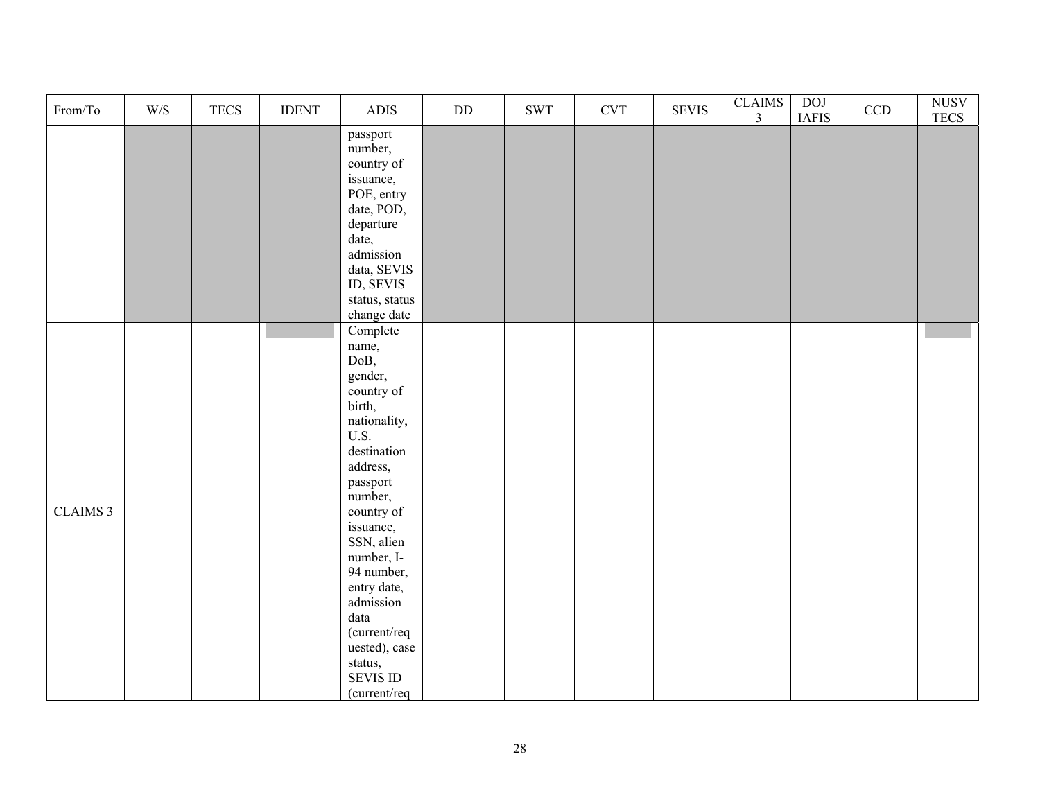| From/To | W/S | TECS | IDENT | ADIS | DD | SWT | CVT | SEVIS | CLAIMS 3 | DOJ IAFIS | CCD | NUSV TECS |
|---|---|---|---|---|---|---|---|---|---|---|---|---|
| | | | | passport number, country of issuance, POE, entry date, POD, departure date, admission data, SEVIS ID, SEVIS status, status change date | | | | | | | | |
| CLAIMS 3 | | | | Complete name, DoB, gender, country of birth, nationality, U.S. destination address, passport number, country of issuance, SSN, alien number, I-94 number, entry date, admission data (current/requested), case status, SEVIS ID (current/req | | | | | | | | |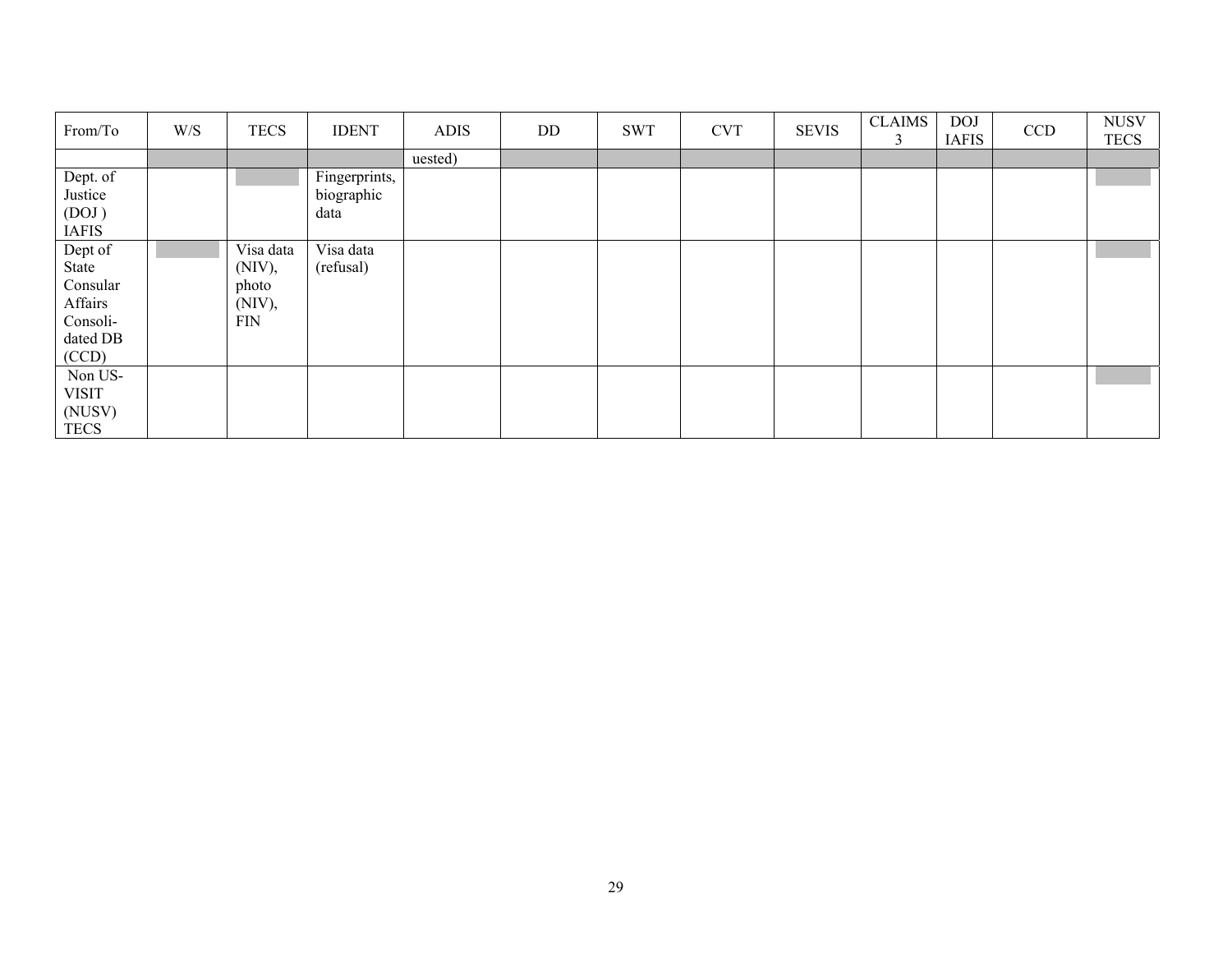| From/To | W/S | TECS | IDENT | ADIS | DD | SWT | CVT | SEVIS | CLAIMS 3 | DOJ IAFIS | CCD | NUSV TECS |
|---|---|---|---|---|---|---|---|---|---|---|---|---|
| | | | | uested) | | | | | | | | |
| Dept. of Justice (DOJ ) IAFIS | | | Fingerprints, biographic data | | | | | | | | | |
| Dept of State Consular Affairs Consoli-dated DB (CCD) | | Visa data (NIV), photo (NIV), FIN | Visa data (refusal) | | | | | | | | | |
| Non US-VISIT (NUSV) TECS | | | | | | | | | | | | |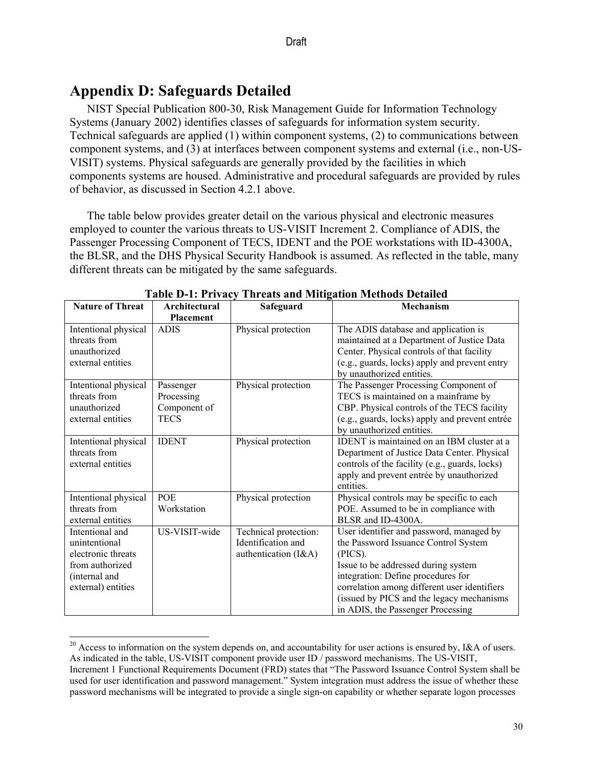# Appendix D: Safeguards Detailed

NIST Special Publication 800-30, Risk Management Guide for Information Technology Systems (January 2002) identifies classes of safeguards for information system security. Technical safeguards are applied (1) within component systems, (2) to communications between component systems, and (3) at interfaces between component systems and external (i.e., non-US-VISIT) systems. Physical safeguards are generally provided by the facilities in which components systems are housed. Administrative and procedural safeguards are provided by rules of behavior, as discussed in Section 4.2.1 above.

The table below provides greater detail on the various physical and electronic measures employed to counter the various threats to US-VISIT Increment 2. Compliance of ADIS, the Passenger Processing Component of TECS, IDENT and the POE workstations with ID-4300A, the BLSR, and the DHS Physical Security Handbook is assumed. As reflected in the table, many different threats can be mitigated by the same safeguards.

**Table D-1: Privacy Threats and Mitigation Methods Detailed**

| Nature of Threat | Architectural Placement | Safeguard | Mechanism |
|---|---|---|---|
| Intentional physical threats from unauthorized external entities | ADIS | Physical protection | The ADIS database and application is maintained at a Department of Justice Data Center. Physical controls of that facility (e.g., guards, locks) apply and prevent entry by unauthorized entities. |
| Intentional physical threats from unauthorized external entities | Passenger Processing Component of TECS | Physical protection | The Passenger Processing Component of TECS is maintained on a mainframe by CBP. Physical controls of the TECS facility (e.g., guards, locks) apply and prevent entrée by unauthorized entities. |
| Intentional physical threats from external entities | IDENT | Physical protection | IDENT is maintained on an IBM cluster at a Department of Justice Data Center. Physical controls of the facility (e.g., guards, locks) apply and prevent entrée by unauthorized entities. |
| Intentional physical threats from external entities | POE Workstation | Physical protection | Physical controls may be specific to each POE. Assumed to be in compliance with BLSR and ID-4300A. |
| Intentional and unintentional electronic threats from authorized (internal and external) entities | US-VISIT-wide | Technical protection: Identification and authentication (I&A) | User identifier and password, managed by the Password Issuance Control System (PICS).<br>Issue to be addressed during system integration: Define procedures for correlation among different user identifiers (issued by PICS and the legacy mechanisms in ADIS, the Passenger Processing |

[20] Access to information on the system depends on, and accountability for user actions is ensured by, I&A of users. As indicated in the table, US-VISIT component provide user ID / password mechanisms. The US-VISIT, Increment 1 Functional Requirements Document (FRD) states that "The Password Issuance Control System shall be used for user identification and password management." System integration must address the issue of whether these password mechanisms will be integrated to provide a single sign-on capability or whether separate logon processes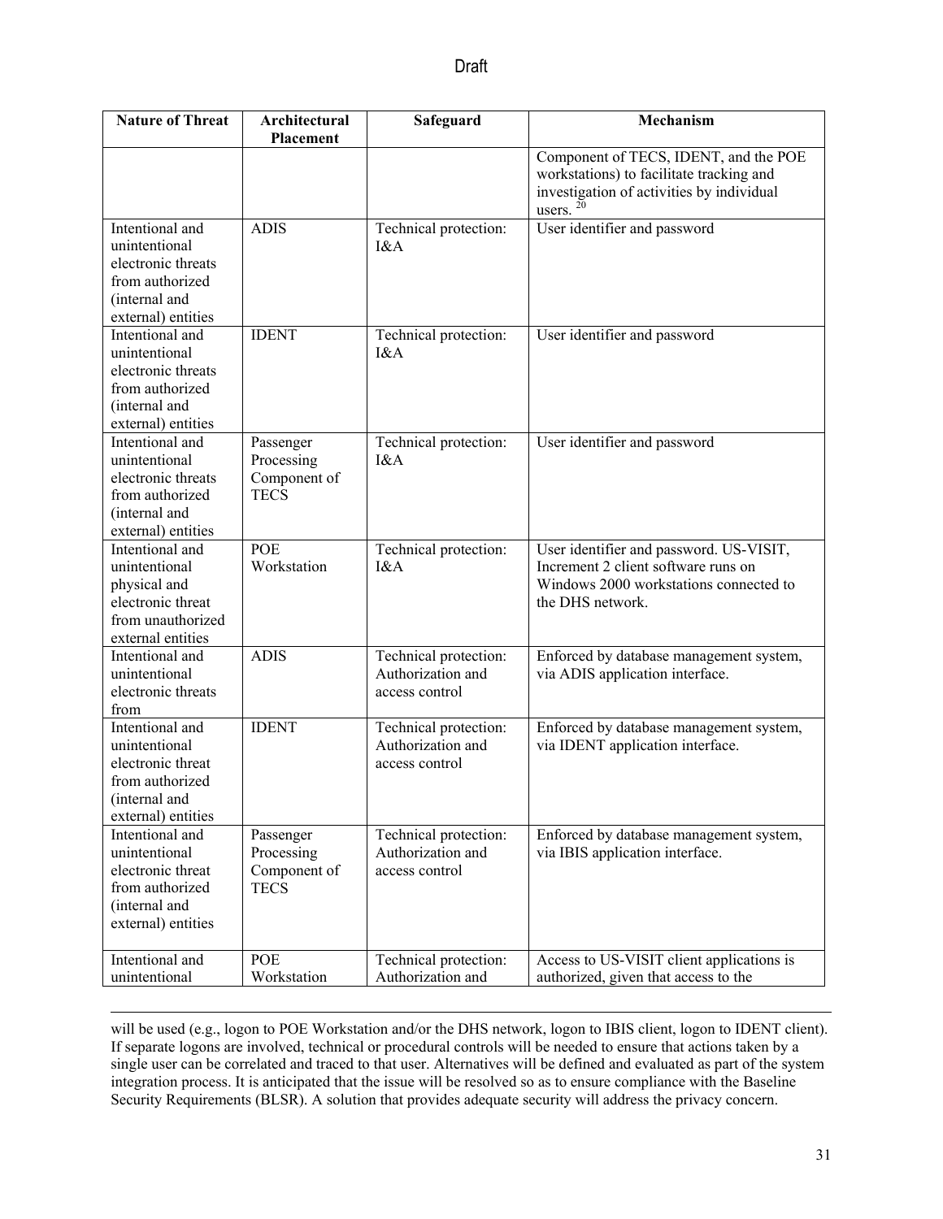Draft

| Nature of Threat | Architectural Placement | Safeguard | Mechanism |
|---|---|---|---|
| | | | Component of TECS, IDENT, and the POE workstations) to facilitate tracking and investigation of activities by individual users. [20] |
| Intentional and unintentional electronic threats from authorized (internal and external) entities | ADIS | Technical protection: I&A | User identifier and password |
| Intentional and unintentional electronic threats from authorized (internal and external) entities | IDENT | Technical protection: I&A | User identifier and password |
| Intentional and unintentional electronic threats from authorized (internal and external) entities | Passenger Processing Component of TECS | Technical protection: I&A | User identifier and password |
| Intentional and unintentional physical and electronic threat from unauthorized external entities | POE Workstation | Technical protection: I&A | User identifier and password. US-VISIT, Increment 2 client software runs on Windows 2000 workstations connected to the DHS network. |
| Intentional and unintentional electronic threats from | ADIS | Technical protection: Authorization and access control | Enforced by database management system, via ADIS application interface. |
| Intentional and unintentional electronic threat from authorized (internal and external) entities | IDENT | Technical protection: Authorization and access control | Enforced by database management system, via IDENT application interface. |
| Intentional and unintentional electronic threat from authorized (internal and external) entities | Passenger Processing Component of TECS | Technical protection: Authorization and access control | Enforced by database management system, via IBIS application interface. |
| Intentional and unintentional | POE Workstation | Technical protection: Authorization and | Access to US-VISIT client applications is authorized, given that access to the |

---

will be used (e.g., logon to POE Workstation and/or the DHS network, logon to IBIS client, logon to IDENT client). If separate logons are involved, technical or procedural controls will be needed to ensure that actions taken by a single user can be correlated and traced to that user. Alternatives will be defined and evaluated as part of the system integration process. It is anticipated that the issue will be resolved so as to ensure compliance with the Baseline Security Requirements (BLSR). A solution that provides adequate security will address the privacy concern.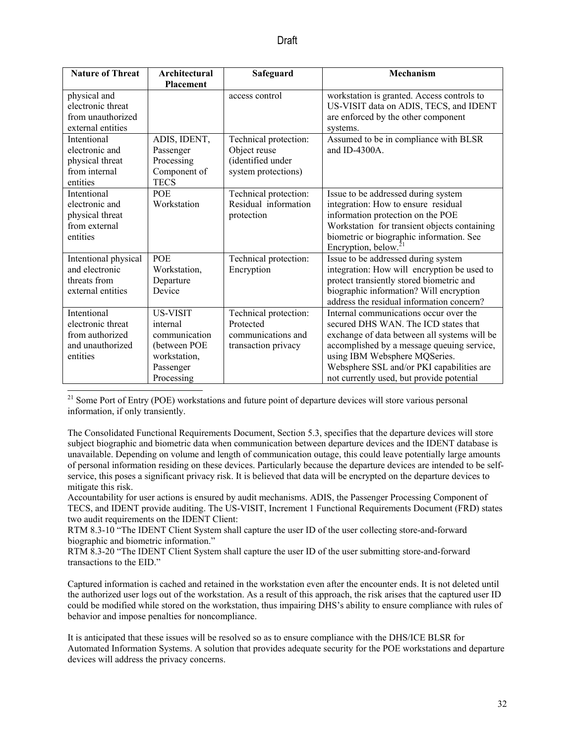Draft

| Nature of Threat | Architectural Placement | Safeguard | Mechanism |
|---|---|---|---|
| physical and electronic threat from unauthorized external entities | | access control | workstation is granted. Access controls to US-VISIT data on ADIS, TECS, and IDENT are enforced by the other component systems. |
| Intentional electronic and physical threat from internal entities | ADIS, IDENT, Passenger Processing Component of TECS | Technical protection: Object reuse (identified under system protections) | Assumed to be in compliance with BLSR and ID-4300A. |
| Intentional electronic and physical threat from external entities | POE Workstation | Technical protection: Residual information protection | Issue to be addressed during system integration: How to ensure residual information protection on the POE Workstation for transient objects containing biometric or biographic information. See Encryption, below.[21] |
| Intentional physical and electronic threats from external entities | POE Workstation, Departure Device | Technical protection: Encryption | Issue to be addressed during system integration: How will encryption be used to protect transiently stored biometric and biographic information? Will encryption address the residual information concern? |
| Intentional electronic threat from authorized and unauthorized entities | US-VISIT internal communication (between POE workstation, Passenger Processing | Technical protection: Protected communications and transaction privacy | Internal communications occur over the secured DHS WAN. The ICD states that exchange of data between all systems will be accomplished by a message queuing service, using IBM Websphere MQSeries. Websphere SSL and/or PKI capabilities are not currently used, but provide potential |

[21] Some Port of Entry (POE) workstations and future point of departure devices will store various personal information, if only transiently.

The Consolidated Functional Requirements Document, Section 5.3, specifies that the departure devices will store subject biographic and biometric data when communication between departure devices and the IDENT database is unavailable. Depending on volume and length of communication outage, this could leave potentially large amounts of personal information residing on these devices. Particularly because the departure devices are intended to be self-service, this poses a significant privacy risk. It is believed that data will be encrypted on the departure devices to mitigate this risk.

Accountability for user actions is ensured by audit mechanisms. ADIS, the Passenger Processing Component of TECS, and IDENT provide auditing. The US-VISIT, Increment 1 Functional Requirements Document (FRD) states two audit requirements on the IDENT Client:

RTM 8.3-10 "The IDENT Client System shall capture the user ID of the user collecting store-and-forward biographic and biometric information."

RTM 8.3-20 "The IDENT Client System shall capture the user ID of the user submitting store-and-forward transactions to the EID."

Captured information is cached and retained in the workstation even after the encounter ends. It is not deleted until the authorized user logs out of the workstation. As a result of this approach, the risk arises that the captured user ID could be modified while stored on the workstation, thus impairing DHS's ability to ensure compliance with rules of behavior and impose penalties for noncompliance.

It is anticipated that these issues will be resolved so as to ensure compliance with the DHS/ICE BLSR for Automated Information Systems. A solution that provides adequate security for the POE workstations and departure devices will address the privacy concerns.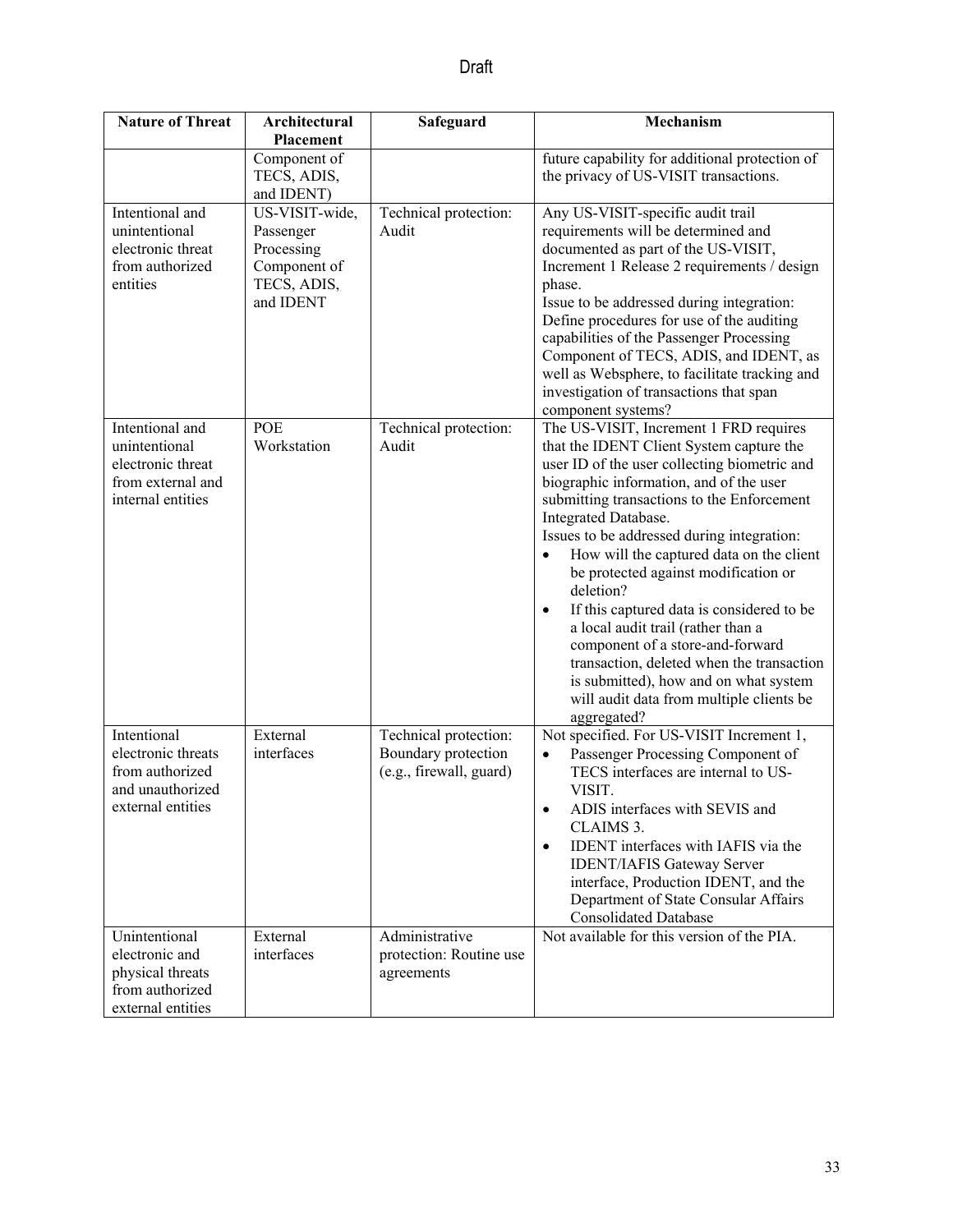| Nature of Threat | Architectural Placement | Safeguard | Mechanism |
|---|---|---|---|
| | Component of TECS, ADIS, and IDENT) | | future capability for additional protection of the privacy of US-VISIT transactions. |
| Intentional and unintentional electronic threat from authorized entities | US-VISIT-wide, Passenger Processing Component of TECS, ADIS, and IDENT | Technical protection: Audit | Any US-VISIT-specific audit trail requirements will be determined and documented as part of the US-VISIT, Increment 1 Release 2 requirements / design phase.<br>Issue to be addressed during integration: Define procedures for use of the auditing capabilities of the Passenger Processing Component of TECS, ADIS, and IDENT, as well as Websphere, to facilitate tracking and investigation of transactions that span component systems? |
| Intentional and unintentional electronic threat from external and internal entities | POE Workstation | Technical protection: Audit | The US-VISIT, Increment 1 FRD requires that the IDENT Client System capture the user ID of the user collecting biometric and biographic information, and of the user submitting transactions to the Enforcement Integrated Database.<br>Issues to be addressed during integration:<br>• How will the captured data on the client be protected against modification or deletion?<br>• If this captured data is considered to be a local audit trail (rather than a component of a store-and-forward transaction, deleted when the transaction is submitted), how and on what system will audit data from multiple clients be aggregated? |
| Intentional electronic threats from authorized and unauthorized external entities | External interfaces | Technical protection: Boundary protection (e.g., firewall, guard) | Not specified. For US-VISIT Increment 1,<br>• Passenger Processing Component of TECS interfaces are internal to US-VISIT.<br>• ADIS interfaces with SEVIS and CLAIMS 3.<br>• IDENT interfaces with IAFIS via the IDENT/IAFIS Gateway Server interface, Production IDENT, and the Department of State Consular Affairs Consolidated Database |
| Unintentional electronic and physical threats from authorized external entities | External interfaces | Administrative protection: Routine use agreements | Not available for this version of the PIA. |